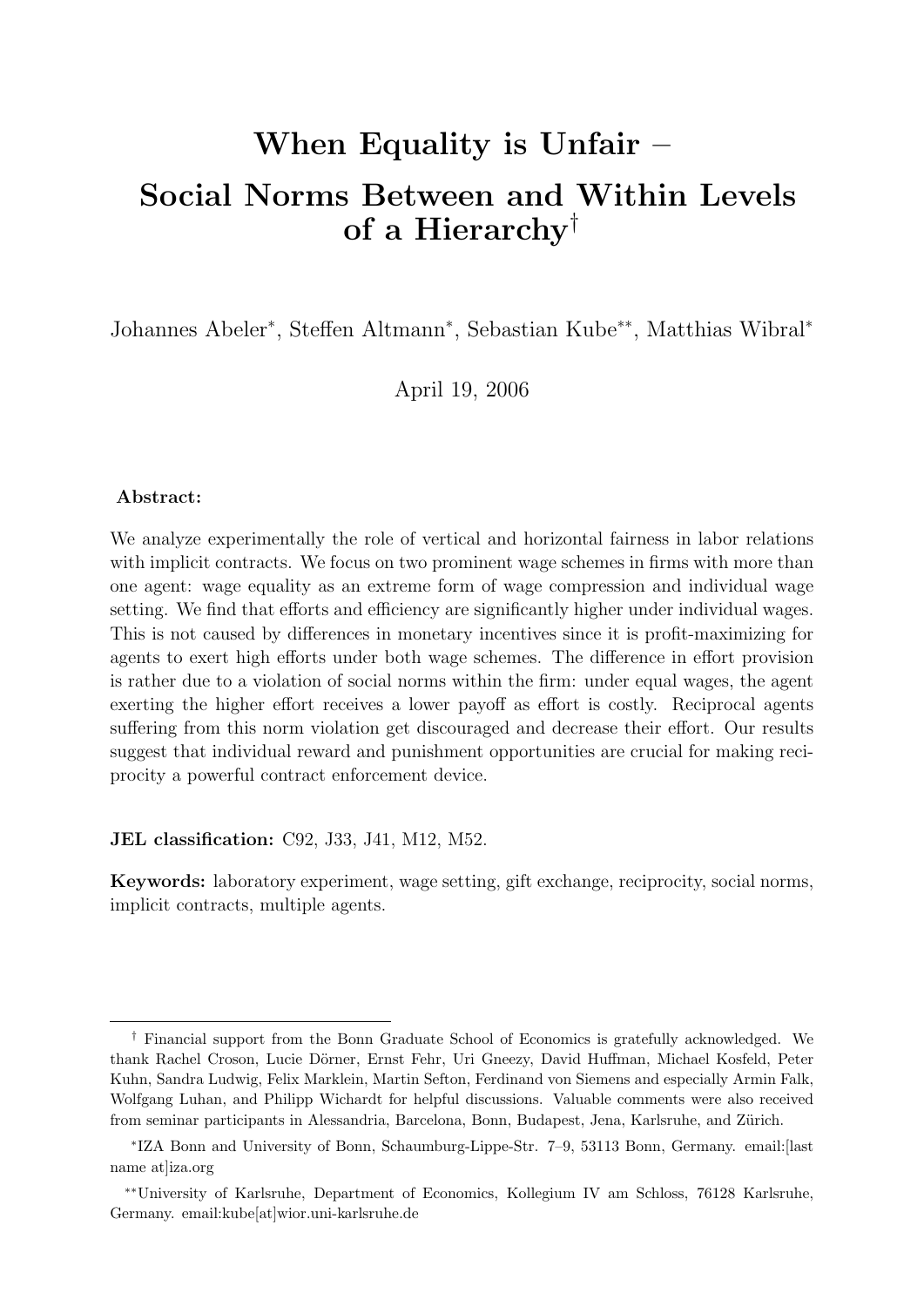# When Equality is Unfair – Social Norms Between and Within Levels of a Hierarchy†

Johannes Abeler*, Steffen Altmann*, Sebastian Kube**, Matthias Wibral*

April 19, 2006

**Abstract:**

We analyze experimentally the role of vertical and horizontal fairness in labor relations with implicit contracts. We focus on two prominent wage schemes in firms with more than one agent: wage equality as an extreme form of wage compression and individual wage setting. We find that efforts and efficiency are significantly higher under individual wages. This is not caused by differences in monetary incentives since it is profit-maximizing for agents to exert high efforts under both wage schemes. The difference in effort provision is rather due to a violation of social norms within the firm: under equal wages, the agent exerting the higher effort receives a lower payoff as effort is costly. Reciprocal agents suffering from this norm violation get discouraged and decrease their effort. Our results suggest that individual reward and punishment opportunities are crucial for making reciprocity a powerful contract enforcement device.

**JEL classification:** C92, J33, J41, M12, M52.

**Keywords:** laboratory experiment, wage setting, gift exchange, reciprocity, social norms, implicit contracts, multiple agents.

---

† Financial support from the Bonn Graduate School of Economics is gratefully acknowledged. We thank Rachel Croson, Lucie Dörner, Ernst Fehr, Uri Gneezy, David Huffman, Michael Kosfeld, Peter Kuhn, Sandra Ludwig, Felix Marklein, Martin Sefton, Ferdinand von Siemens and especially Armin Falk, Wolfgang Luhan, and Philipp Wichardt for helpful discussions. Valuable comments were also received from seminar participants in Alessandria, Barcelona, Bonn, Budapest, Jena, Karlsruhe, and Zürich.

*IZA Bonn and University of Bonn, Schaumburg-Lippe-Str. 7–9, 53113 Bonn, Germany. email:[last name at]iza.org

**University of Karlsruhe, Department of Economics, Kollegium IV am Schloss, 76128 Karlsruhe, Germany. email:kube[at]wior.uni-karlsruhe.de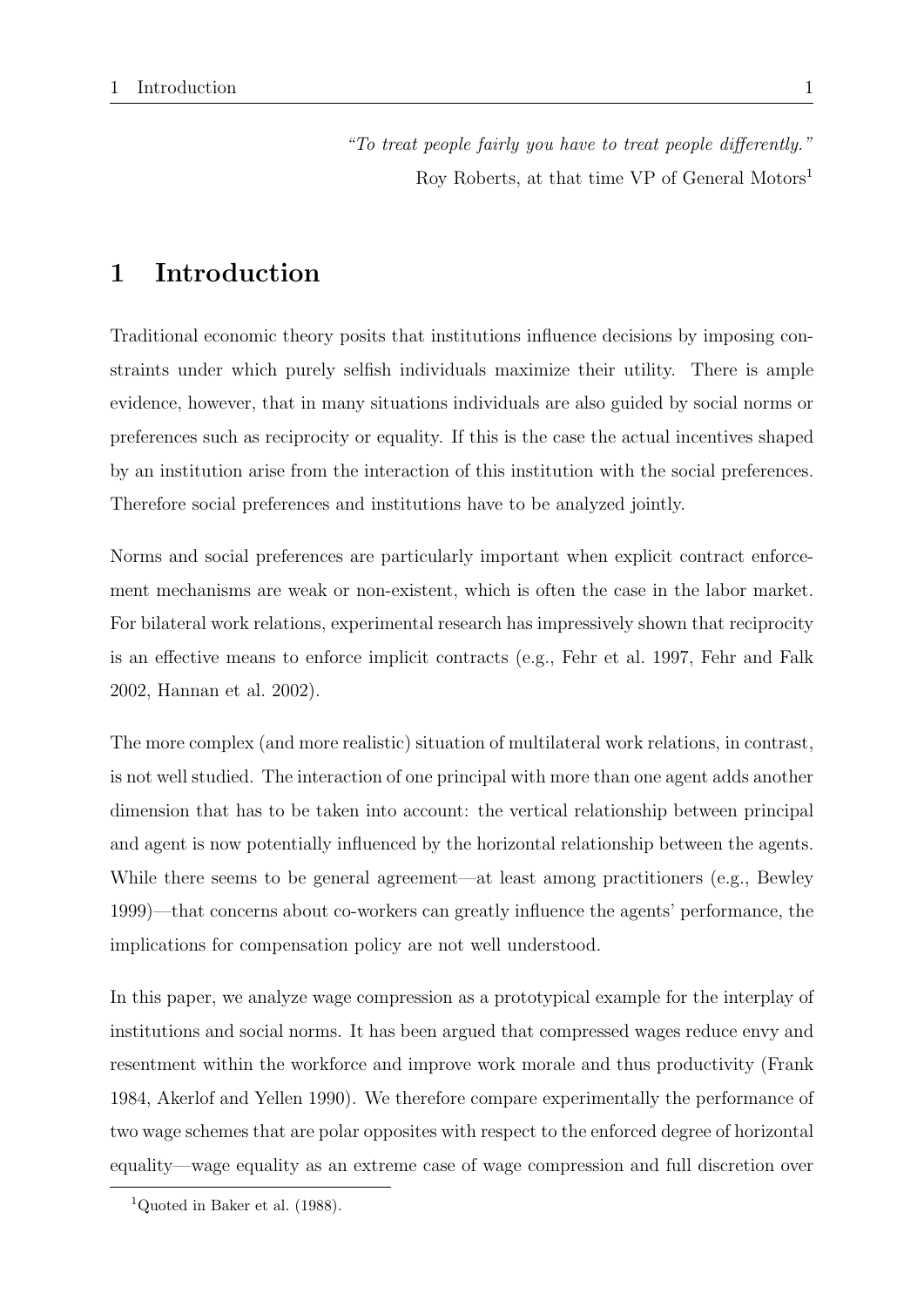*"To treat people fairly you have to treat people differently."*
Roy Roberts, at that time VP of General Motors[1]

# 1 Introduction

Traditional economic theory posits that institutions influence decisions by imposing constraints under which purely selfish individuals maximize their utility. There is ample evidence, however, that in many situations individuals are also guided by social norms or preferences such as reciprocity or equality. If this is the case the actual incentives shaped by an institution arise from the interaction of this institution with the social preferences. Therefore social preferences and institutions have to be analyzed jointly.

Norms and social preferences are particularly important when explicit contract enforcement mechanisms are weak or non-existent, which is often the case in the labor market. For bilateral work relations, experimental research has impressively shown that reciprocity is an effective means to enforce implicit contracts (e.g., Fehr et al. 1997, Fehr and Falk 2002, Hannan et al. 2002).

The more complex (and more realistic) situation of multilateral work relations, in contrast, is not well studied. The interaction of one principal with more than one agent adds another dimension that has to be taken into account: the vertical relationship between principal and agent is now potentially influenced by the horizontal relationship between the agents. While there seems to be general agreement—at least among practitioners (e.g., Bewley 1999)—that concerns about co-workers can greatly influence the agents' performance, the implications for compensation policy are not well understood.

In this paper, we analyze wage compression as a prototypical example for the interplay of institutions and social norms. It has been argued that compressed wages reduce envy and resentment within the workforce and improve work morale and thus productivity (Frank 1984, Akerlof and Yellen 1990). We therefore compare experimentally the performance of two wage schemes that are polar opposites with respect to the enforced degree of horizontal equality—wage equality as an extreme case of wage compression and full discretion over

[1] Quoted in Baker et al. (1988).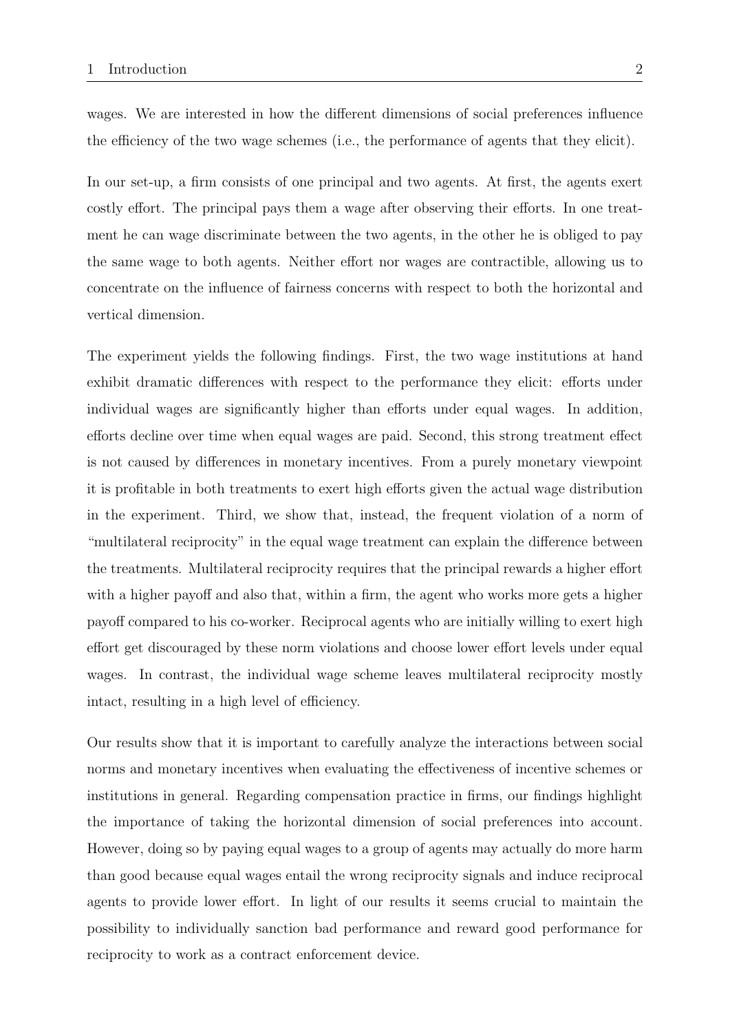wages. We are interested in how the different dimensions of social preferences influence the efficiency of the two wage schemes (i.e., the performance of agents that they elicit).

In our set-up, a firm consists of one principal and two agents. At first, the agents exert costly effort. The principal pays them a wage after observing their efforts. In one treatment he can wage discriminate between the two agents, in the other he is obliged to pay the same wage to both agents. Neither effort nor wages are contractible, allowing us to concentrate on the influence of fairness concerns with respect to both the horizontal and vertical dimension.

The experiment yields the following findings. First, the two wage institutions at hand exhibit dramatic differences with respect to the performance they elicit: efforts under individual wages are significantly higher than efforts under equal wages. In addition, efforts decline over time when equal wages are paid. Second, this strong treatment effect is not caused by differences in monetary incentives. From a purely monetary viewpoint it is profitable in both treatments to exert high efforts given the actual wage distribution in the experiment. Third, we show that, instead, the frequent violation of a norm of "multilateral reciprocity" in the equal wage treatment can explain the difference between the treatments. Multilateral reciprocity requires that the principal rewards a higher effort with a higher payoff and also that, within a firm, the agent who works more gets a higher payoff compared to his co-worker. Reciprocal agents who are initially willing to exert high effort get discouraged by these norm violations and choose lower effort levels under equal wages. In contrast, the individual wage scheme leaves multilateral reciprocity mostly intact, resulting in a high level of efficiency.

Our results show that it is important to carefully analyze the interactions between social norms and monetary incentives when evaluating the effectiveness of incentive schemes or institutions in general. Regarding compensation practice in firms, our findings highlight the importance of taking the horizontal dimension of social preferences into account. However, doing so by paying equal wages to a group of agents may actually do more harm than good because equal wages entail the wrong reciprocity signals and induce reciprocal agents to provide lower effort. In light of our results it seems crucial to maintain the possibility to individually sanction bad performance and reward good performance for reciprocity to work as a contract enforcement device.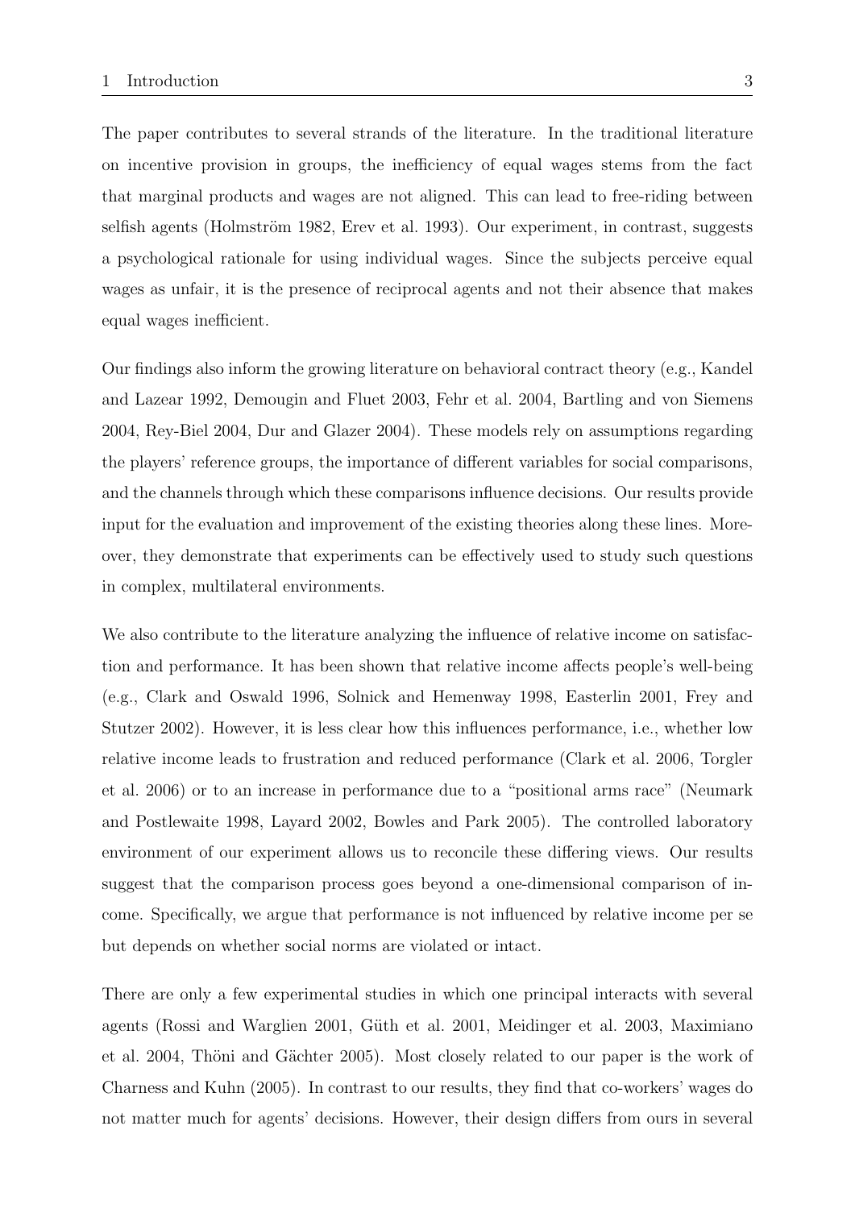The paper contributes to several strands of the literature. In the traditional literature on incentive provision in groups, the inefficiency of equal wages stems from the fact that marginal products and wages are not aligned. This can lead to free-riding between selfish agents (Holmström 1982, Erev et al. 1993). Our experiment, in contrast, suggests a psychological rationale for using individual wages. Since the subjects perceive equal wages as unfair, it is the presence of reciprocal agents and not their absence that makes equal wages inefficient.

Our findings also inform the growing literature on behavioral contract theory (e.g., Kandel and Lazear 1992, Demougin and Fluet 2003, Fehr et al. 2004, Bartling and von Siemens 2004, Rey-Biel 2004, Dur and Glazer 2004). These models rely on assumptions regarding the players' reference groups, the importance of different variables for social comparisons, and the channels through which these comparisons influence decisions. Our results provide input for the evaluation and improvement of the existing theories along these lines. Moreover, they demonstrate that experiments can be effectively used to study such questions in complex, multilateral environments.

We also contribute to the literature analyzing the influence of relative income on satisfaction and performance. It has been shown that relative income affects people's well-being (e.g., Clark and Oswald 1996, Solnick and Hemenway 1998, Easterlin 2001, Frey and Stutzer 2002). However, it is less clear how this influences performance, i.e., whether low relative income leads to frustration and reduced performance (Clark et al. 2006, Torgler et al. 2006) or to an increase in performance due to a "positional arms race" (Neumark and Postlewaite 1998, Layard 2002, Bowles and Park 2005). The controlled laboratory environment of our experiment allows us to reconcile these differing views. Our results suggest that the comparison process goes beyond a one-dimensional comparison of income. Specifically, we argue that performance is not influenced by relative income per se but depends on whether social norms are violated or intact.

There are only a few experimental studies in which one principal interacts with several agents (Rossi and Warglien 2001, Güth et al. 2001, Meidinger et al. 2003, Maximiano et al. 2004, Thöni and Gächter 2005). Most closely related to our paper is the work of Charness and Kuhn (2005). In contrast to our results, they find that co-workers' wages do not matter much for agents' decisions. However, their design differs from ours in several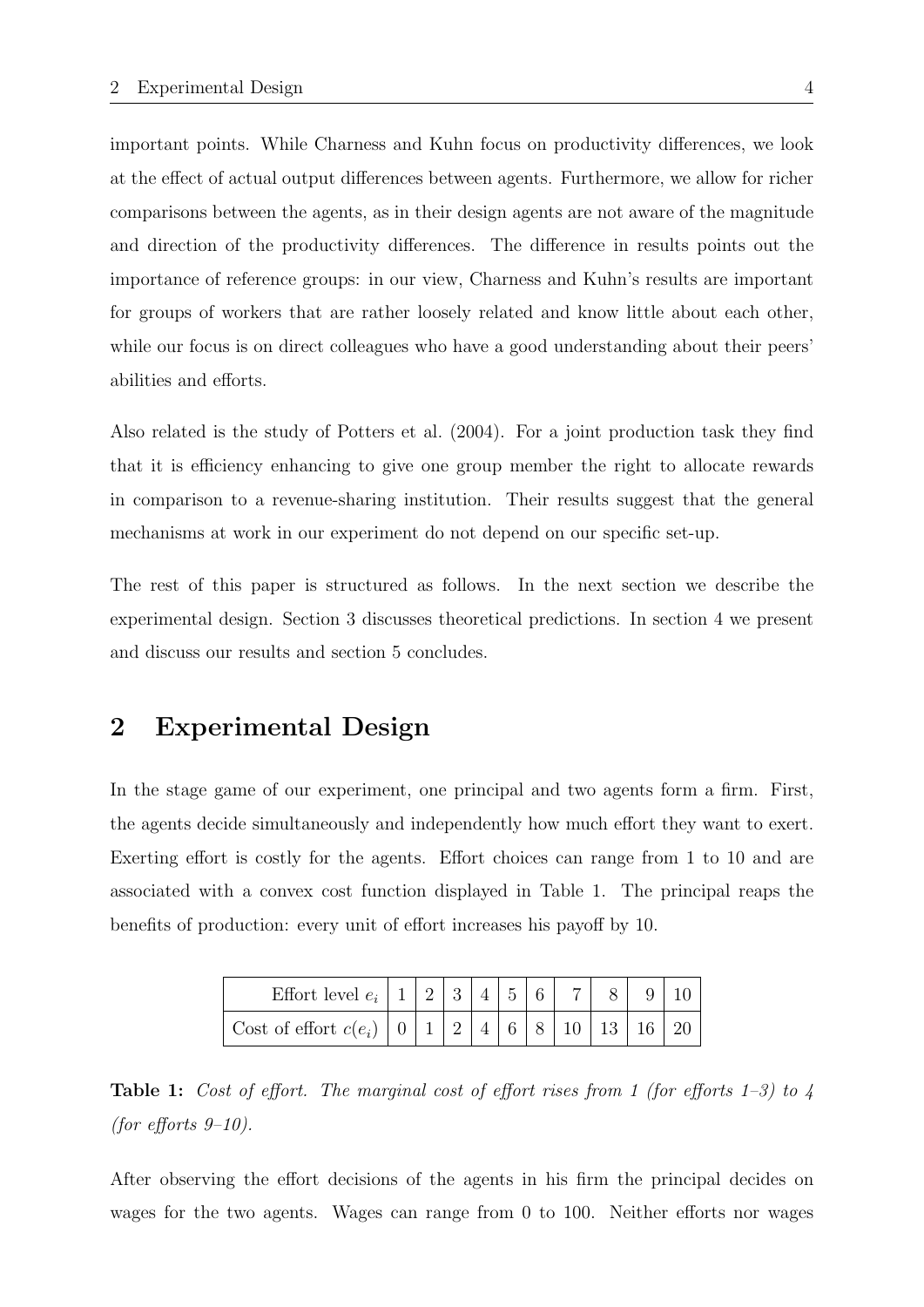important points. While Charness and Kuhn focus on productivity differences, we look at the effect of actual output differences between agents. Furthermore, we allow for richer comparisons between the agents, as in their design agents are not aware of the magnitude and direction of the productivity differences. The difference in results points out the importance of reference groups: in our view, Charness and Kuhn's results are important for groups of workers that are rather loosely related and know little about each other, while our focus is on direct colleagues who have a good understanding about their peers' abilities and efforts.

Also related is the study of Potters et al. (2004). For a joint production task they find that it is efficiency enhancing to give one group member the right to allocate rewards in comparison to a revenue-sharing institution. Their results suggest that the general mechanisms at work in our experiment do not depend on our specific set-up.

The rest of this paper is structured as follows. In the next section we describe the experimental design. Section 3 discusses theoretical predictions. In section 4 we present and discuss our results and section 5 concludes.

## 2 Experimental Design

In the stage game of our experiment, one principal and two agents form a firm. First, the agents decide simultaneously and independently how much effort they want to exert. Exerting effort is costly for the agents. Effort choices can range from 1 to 10 and are associated with a convex cost function displayed in Table 1. The principal reaps the benefits of production: every unit of effort increases his payoff by 10.

| Effort level $e_i$ | 1 | 2 | 3 | 4 | 5 | 6 | 7 | 8 | 9 | 10 |
|---|---|---|---|---|---|---|---|---|---|---|
| Cost of effort $c(e_i)$ | 0 | 1 | 2 | 4 | 6 | 8 | 10 | 13 | 16 | 20 |

**Table 1:** *Cost of effort. The marginal cost of effort rises from 1 (for efforts 1–3) to 4 (for efforts 9–10).*

After observing the effort decisions of the agents in his firm the principal decides on wages for the two agents. Wages can range from 0 to 100. Neither efforts nor wages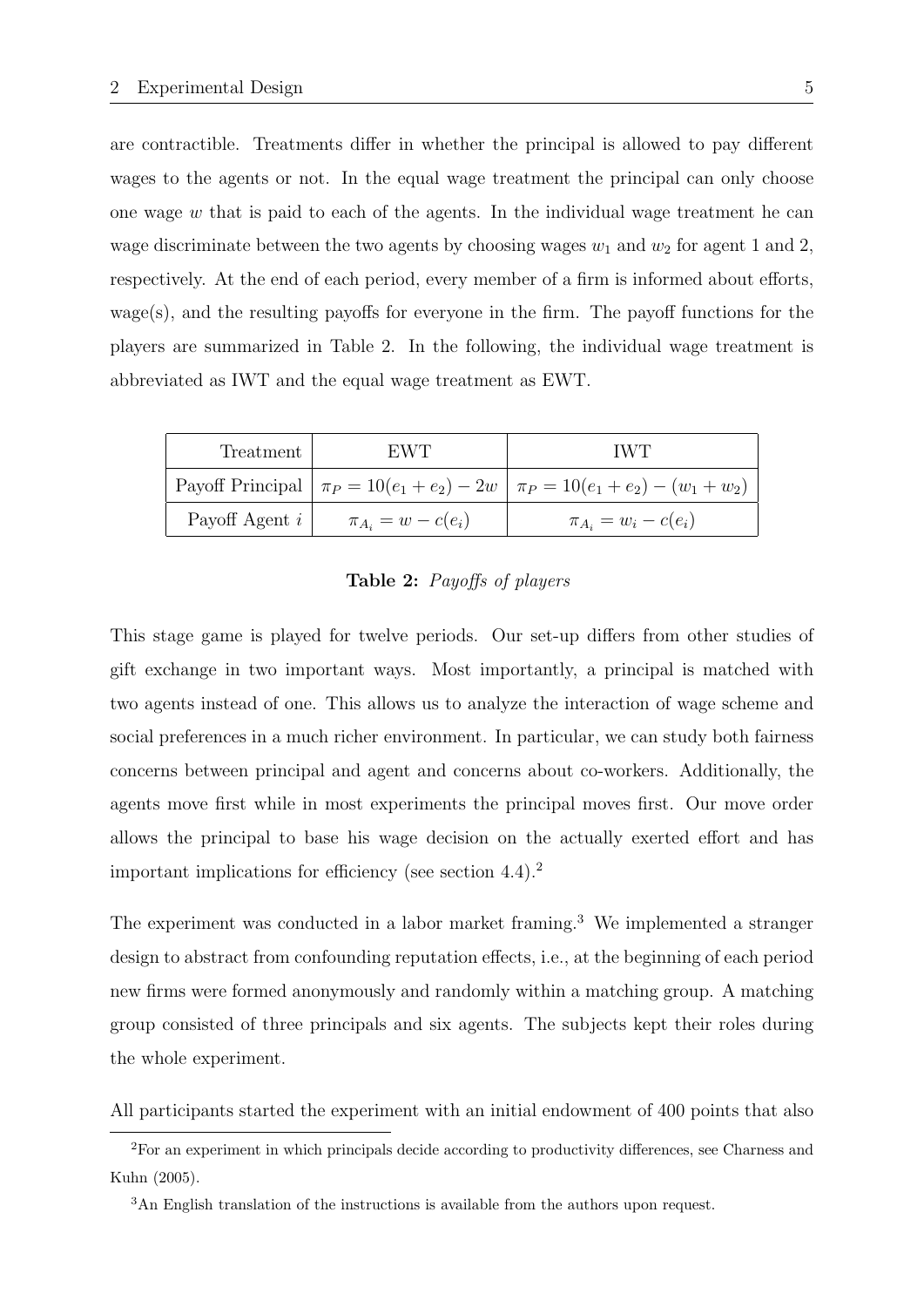are contractible. Treatments differ in whether the principal is allowed to pay different wages to the agents or not. In the equal wage treatment the principal can only choose one wage $w$ that is paid to each of the agents. In the individual wage treatment he can wage discriminate between the two agents by choosing wages $w_1$ and $w_2$ for agent 1 and 2, respectively. At the end of each period, every member of a firm is informed about efforts, wage(s), and the resulting payoffs for everyone in the firm. The payoff functions for the players are summarized in Table 2. In the following, the individual wage treatment is abbreviated as IWT and the equal wage treatment as EWT.

| Treatment | EWT | IWT |
|---|---|---|
| Payoff Principal | $\pi_P = 10(e_1 + e_2) - 2w$ | $\pi_P = 10(e_1 + e_2) - (w_1 + w_2)$ |
| Payoff Agent $i$ | $\pi_{A_i} = w - c(e_i)$ | $\pi_{A_i} = w_i - c(e_i)$ |

**Table 2:** *Payoffs of players*

This stage game is played for twelve periods. Our set-up differs from other studies of gift exchange in two important ways. Most importantly, a principal is matched with two agents instead of one. This allows us to analyze the interaction of wage scheme and social preferences in a much richer environment. In particular, we can study both fairness concerns between principal and agent and concerns about co-workers. Additionally, the agents move first while in most experiments the principal moves first. Our move order allows the principal to base his wage decision on the actually exerted effort and has important implications for efficiency (see section 4.4).[2]

The experiment was conducted in a labor market framing.[3] We implemented a stranger design to abstract from confounding reputation effects, i.e., at the beginning of each period new firms were formed anonymously and randomly within a matching group. A matching group consisted of three principals and six agents. The subjects kept their roles during the whole experiment.

All participants started the experiment with an initial endowment of 400 points that also

[2] For an experiment in which principals decide according to productivity differences, see Charness and Kuhn (2005).

[3] An English translation of the instructions is available from the authors upon request.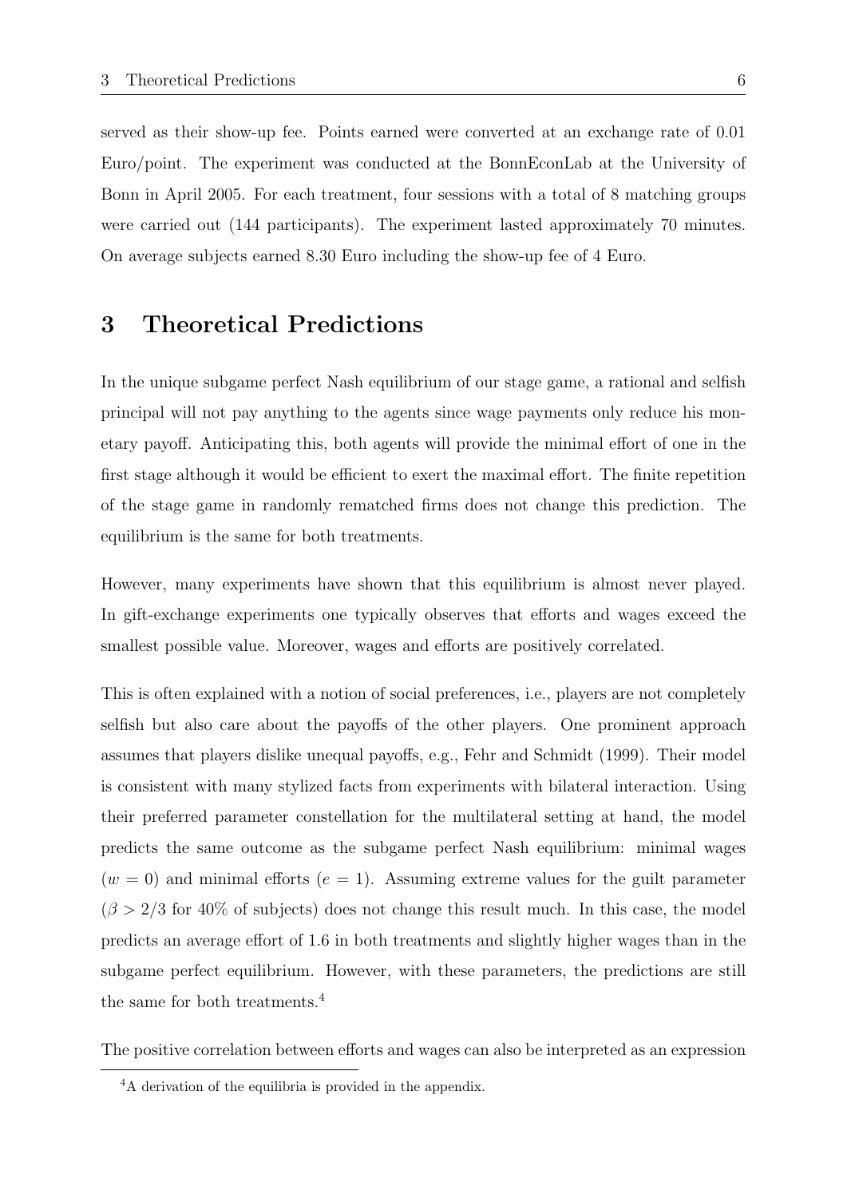served as their show-up fee. Points earned were converted at an exchange rate of 0.01 Euro/point. The experiment was conducted at the BonnEconLab at the University of Bonn in April 2005. For each treatment, four sessions with a total of 8 matching groups were carried out (144 participants). The experiment lasted approximately 70 minutes. On average subjects earned 8.30 Euro including the show-up fee of 4 Euro.

# 3 Theoretical Predictions

In the unique subgame perfect Nash equilibrium of our stage game, a rational and selfish principal will not pay anything to the agents since wage payments only reduce his monetary payoff. Anticipating this, both agents will provide the minimal effort of one in the first stage although it would be efficient to exert the maximal effort. The finite repetition of the stage game in randomly rematched firms does not change this prediction. The equilibrium is the same for both treatments.

However, many experiments have shown that this equilibrium is almost never played. In gift-exchange experiments one typically observes that efforts and wages exceed the smallest possible value. Moreover, wages and efforts are positively correlated.

This is often explained with a notion of social preferences, i.e., players are not completely selfish but also care about the payoffs of the other players. One prominent approach assumes that players dislike unequal payoffs, e.g., Fehr and Schmidt (1999). Their model is consistent with many stylized facts from experiments with bilateral interaction. Using their preferred parameter constellation for the multilateral setting at hand, the model predicts the same outcome as the subgame perfect Nash equilibrium: minimal wages ($w = 0$) and minimal efforts ($e = 1$). Assuming extreme values for the guilt parameter ($\beta > 2/3$ for 40% of subjects) does not change this result much. In this case, the model predicts an average effort of 1.6 in both treatments and slightly higher wages than in the subgame perfect equilibrium. However, with these parameters, the predictions are still the same for both treatments.[4]

The positive correlation between efforts and wages can also be interpreted as an expression

[4] A derivation of the equilibria is provided in the appendix.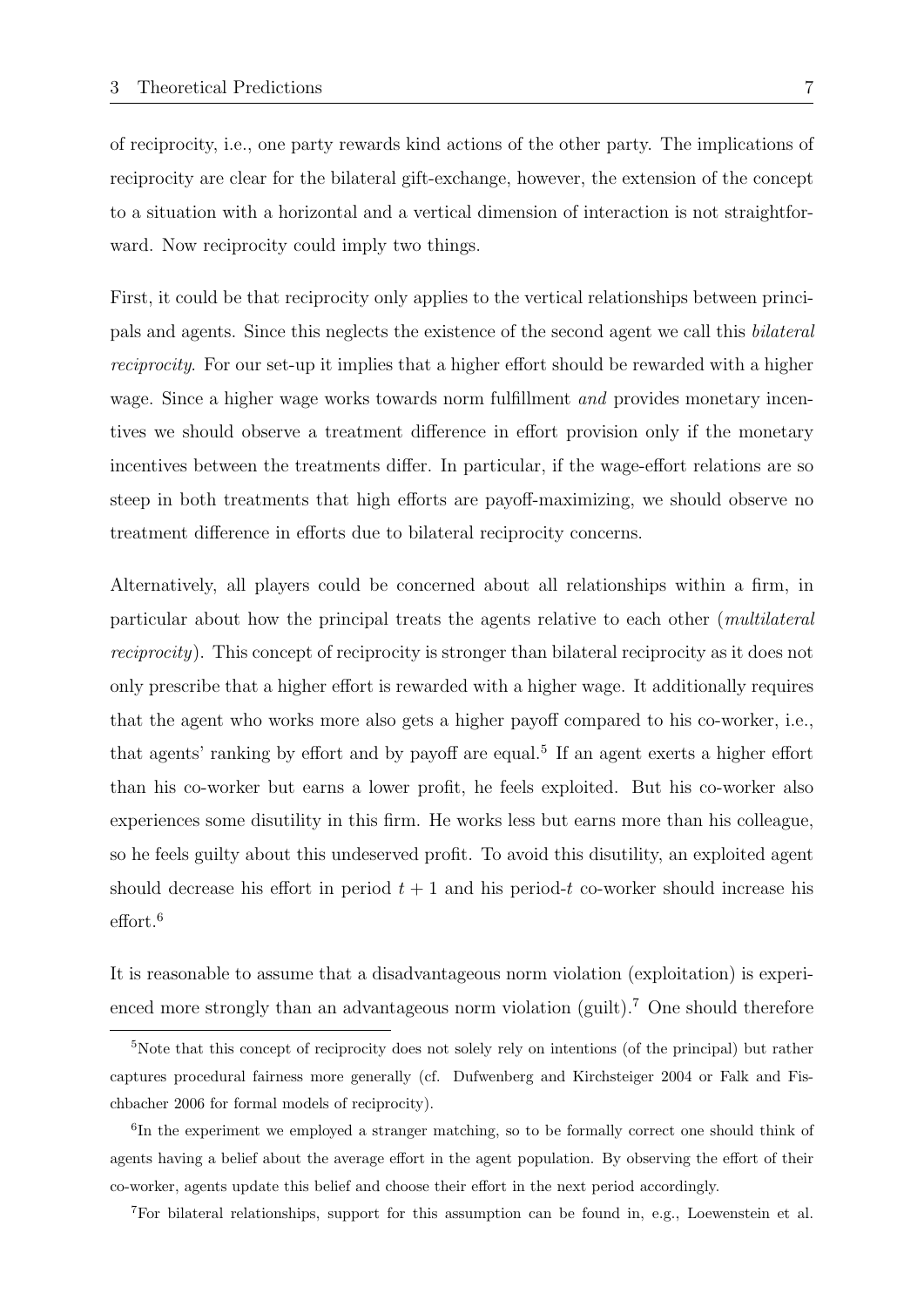of reciprocity, i.e., one party rewards kind actions of the other party. The implications of reciprocity are clear for the bilateral gift-exchange, however, the extension of the concept to a situation with a horizontal and a vertical dimension of interaction is not straightforward. Now reciprocity could imply two things.

First, it could be that reciprocity only applies to the vertical relationships between principals and agents. Since this neglects the existence of the second agent we call this *bilateral reciprocity*. For our set-up it implies that a higher effort should be rewarded with a higher wage. Since a higher wage works towards norm fulfillment *and* provides monetary incentives we should observe a treatment difference in effort provision only if the monetary incentives between the treatments differ. In particular, if the wage-effort relations are so steep in both treatments that high efforts are payoff-maximizing, we should observe no treatment difference in efforts due to bilateral reciprocity concerns.

Alternatively, all players could be concerned about all relationships within a firm, in particular about how the principal treats the agents relative to each other (*multilateral reciprocity*). This concept of reciprocity is stronger than bilateral reciprocity as it does not only prescribe that a higher effort is rewarded with a higher wage. It additionally requires that the agent who works more also gets a higher payoff compared to his co-worker, i.e., that agents' ranking by effort and by payoff are equal.[5] If an agent exerts a higher effort than his co-worker but earns a lower profit, he feels exploited. But his co-worker also experiences some disutility in this firm. He works less but earns more than his colleague, so he feels guilty about this undeserved profit. To avoid this disutility, an exploited agent should decrease his effort in period $t+1$ and his period-$t$ co-worker should increase his effort.[6]

It is reasonable to assume that a disadvantageous norm violation (exploitation) is experienced more strongly than an advantageous norm violation (guilt).[7] One should therefore

[5] Note that this concept of reciprocity does not solely rely on intentions (of the principal) but rather captures procedural fairness more generally (cf. Dufwenberg and Kirchsteiger 2004 or Falk and Fischbacher 2006 for formal models of reciprocity).

[6] In the experiment we employed a stranger matching, so to be formally correct one should think of agents having a belief about the average effort in the agent population. By observing the effort of their co-worker, agents update this belief and choose their effort in the next period accordingly.

[7] For bilateral relationships, support for this assumption can be found in, e.g., Loewenstein et al.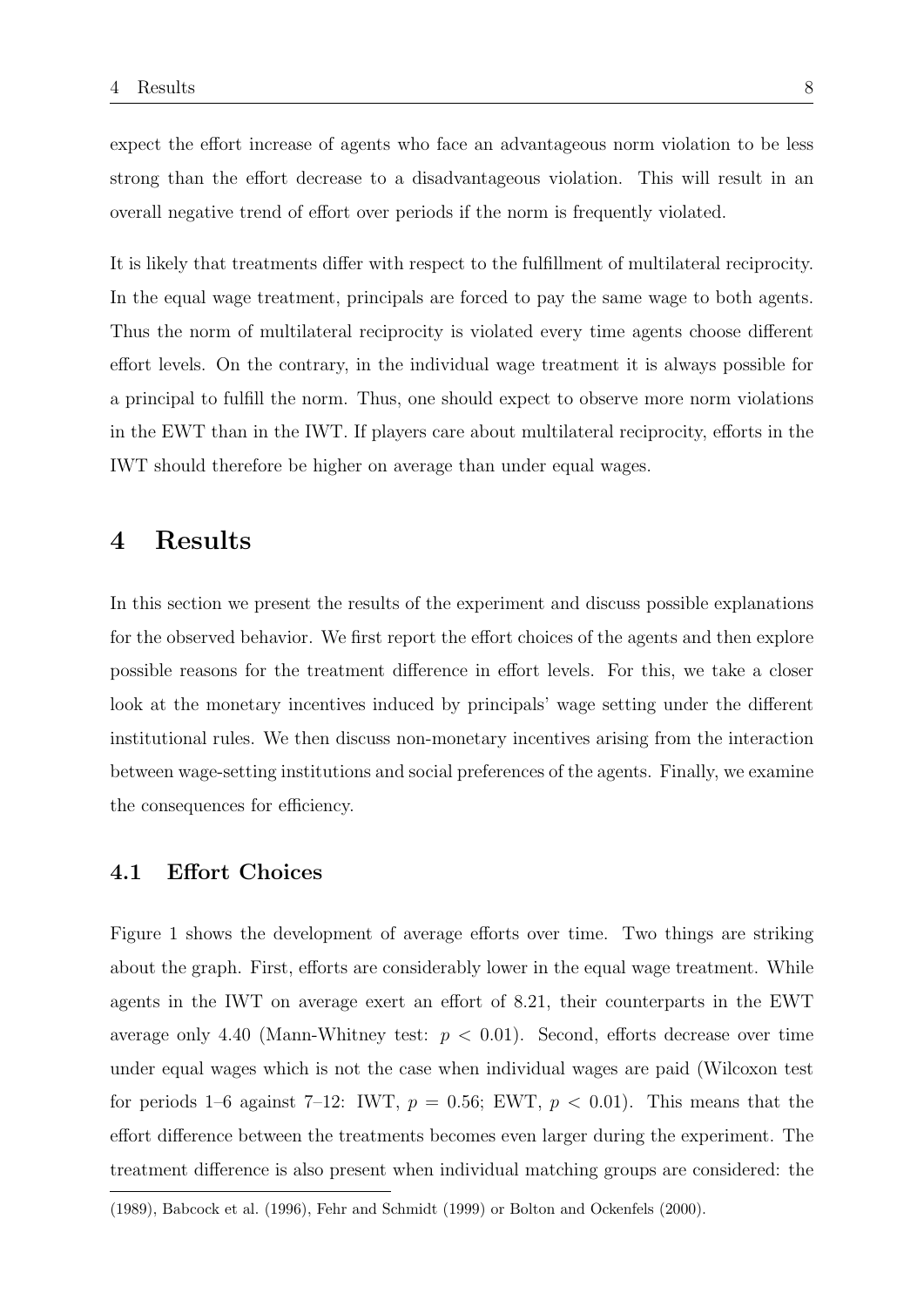expect the effort increase of agents who face an advantageous norm violation to be less strong than the effort decrease to a disadvantageous violation. This will result in an overall negative trend of effort over periods if the norm is frequently violated.

It is likely that treatments differ with respect to the fulfillment of multilateral reciprocity. In the equal wage treatment, principals are forced to pay the same wage to both agents. Thus the norm of multilateral reciprocity is violated every time agents choose different effort levels. On the contrary, in the individual wage treatment it is always possible for a principal to fulfill the norm. Thus, one should expect to observe more norm violations in the EWT than in the IWT. If players care about multilateral reciprocity, efforts in the IWT should therefore be higher on average than under equal wages.

# 4 Results

In this section we present the results of the experiment and discuss possible explanations for the observed behavior. We first report the effort choices of the agents and then explore possible reasons for the treatment difference in effort levels. For this, we take a closer look at the monetary incentives induced by principals' wage setting under the different institutional rules. We then discuss non-monetary incentives arising from the interaction between wage-setting institutions and social preferences of the agents. Finally, we examine the consequences for efficiency.

## 4.1 Effort Choices

Figure 1 shows the development of average efforts over time. Two things are striking about the graph. First, efforts are considerably lower in the equal wage treatment. While agents in the IWT on average exert an effort of 8.21, their counterparts in the EWT average only 4.40 (Mann-Whitney test: $p < 0.01$). Second, efforts decrease over time under equal wages which is not the case when individual wages are paid (Wilcoxon test for periods 1–6 against 7–12: IWT, $p = 0.56$; EWT, $p < 0.01$). This means that the effort difference between the treatments becomes even larger during the experiment. The treatment difference is also present when individual matching groups are considered: the

(1989), Babcock et al. (1996), Fehr and Schmidt (1999) or Bolton and Ockenfels (2000).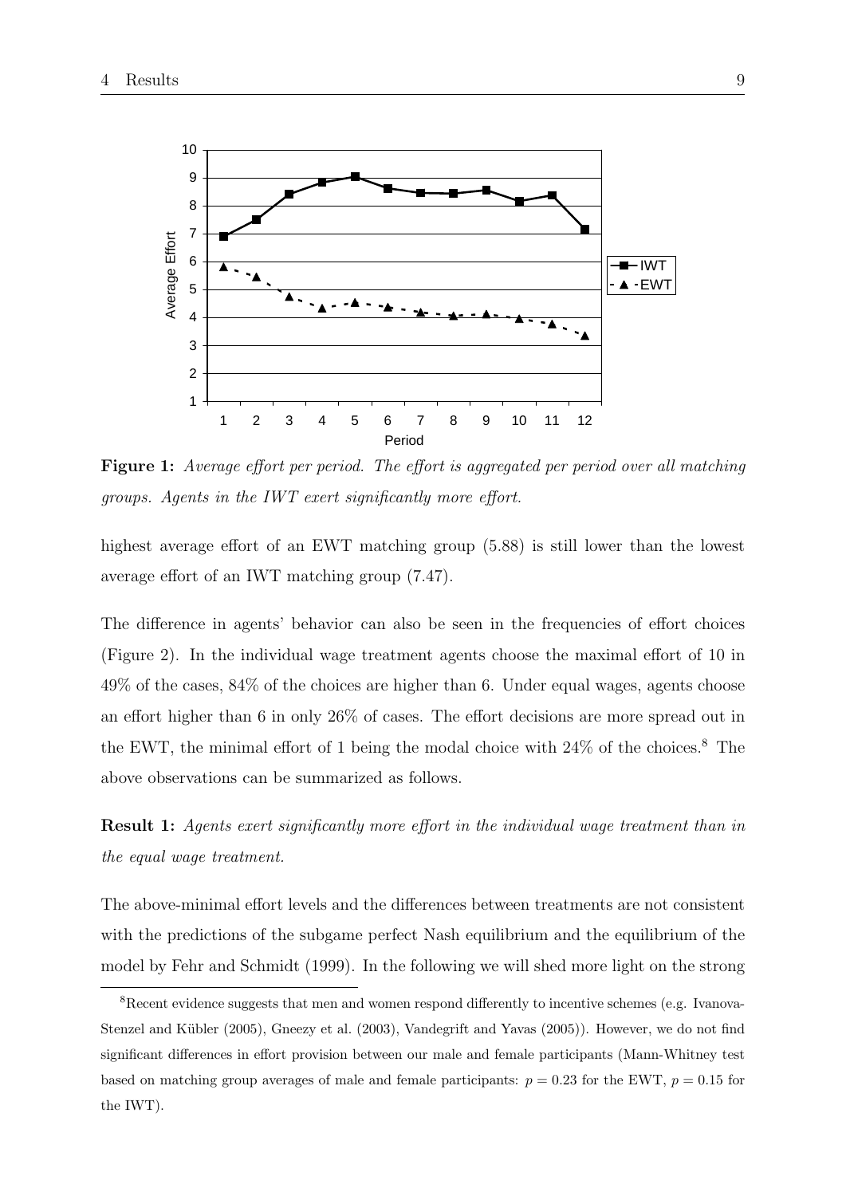**Figure 1:** *Average effort per period. The effort is aggregated per period over all matching groups. Agents in the IWT exert significantly more effort.*

highest average effort of an EWT matching group (5.88) is still lower than the lowest average effort of an IWT matching group (7.47).

The difference in agents' behavior can also be seen in the frequencies of effort choices (Figure 2). In the individual wage treatment agents choose the maximal effort of 10 in 49% of the cases, 84% of the choices are higher than 6. Under equal wages, agents choose an effort higher than 6 in only 26% of cases. The effort decisions are more spread out in the EWT, the minimal effort of 1 being the modal choice with 24% of the choices.[8] The above observations can be summarized as follows.

**Result 1:** *Agents exert significantly more effort in the individual wage treatment than in the equal wage treatment.*

The above-minimal effort levels and the differences between treatments are not consistent with the predictions of the subgame perfect Nash equilibrium and the equilibrium of the model by Fehr and Schmidt (1999). In the following we will shed more light on the strong

[8] Recent evidence suggests that men and women respond differently to incentive schemes (e.g. Ivanova-Stenzel and Kübler (2005), Gneezy et al. (2003), Vandegrift and Yavas (2005)). However, we do not find significant differences in effort provision between our male and female participants (Mann-Whitney test based on matching group averages of male and female participants: $p = 0.23$ for the EWT, $p = 0.15$ for the IWT).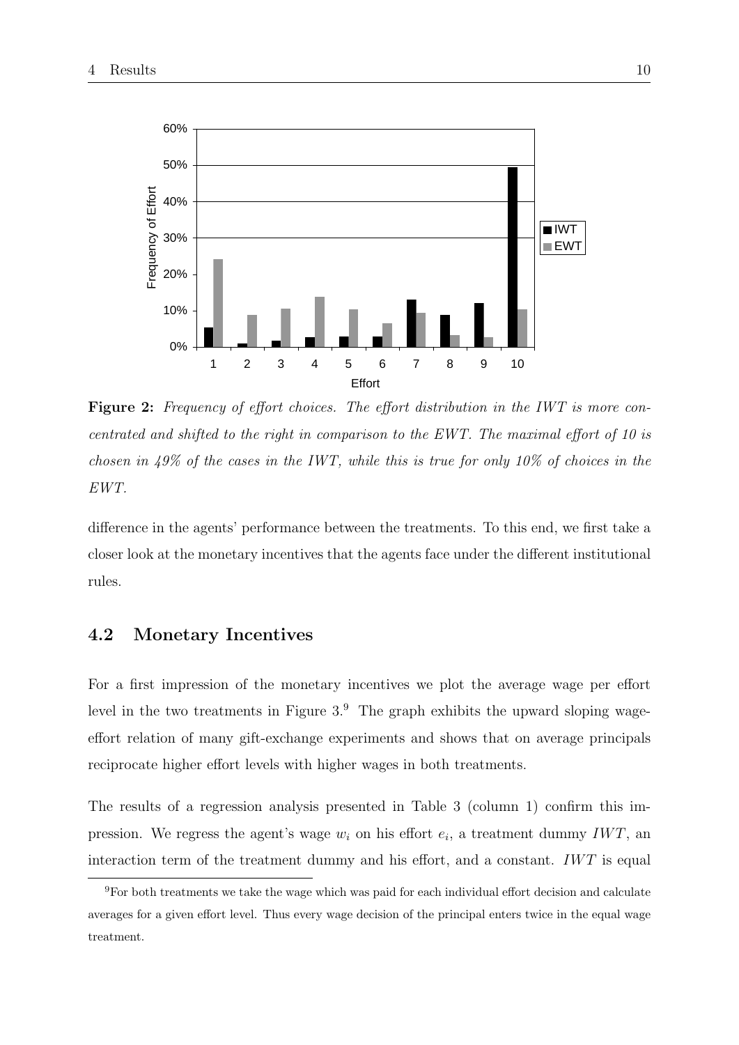**Figure 2:** *Frequency of effort choices. The effort distribution in the IWT is more concentrated and shifted to the right in comparison to the EWT. The maximal effort of 10 is chosen in 49% of the cases in the IWT, while this is true for only 10% of choices in the EWT.*

difference in the agents' performance between the treatments. To this end, we first take a closer look at the monetary incentives that the agents face under the different institutional rules.

## 4.2 Monetary Incentives

For a first impression of the monetary incentives we plot the average wage per effort level in the two treatments in Figure 3.[9] The graph exhibits the upward sloping wage-effort relation of many gift-exchange experiments and shows that on average principals reciprocate higher effort levels with higher wages in both treatments.

The results of a regression analysis presented in Table 3 (column 1) confirm this impression. We regress the agent's wage $w_i$ on his effort $e_i$, a treatment dummy $IWT$, an interaction term of the treatment dummy and his effort, and a constant. $IWT$ is equal

[9] For both treatments we take the wage which was paid for each individual effort decision and calculate averages for a given effort level. Thus every wage decision of the principal enters twice in the equal wage treatment.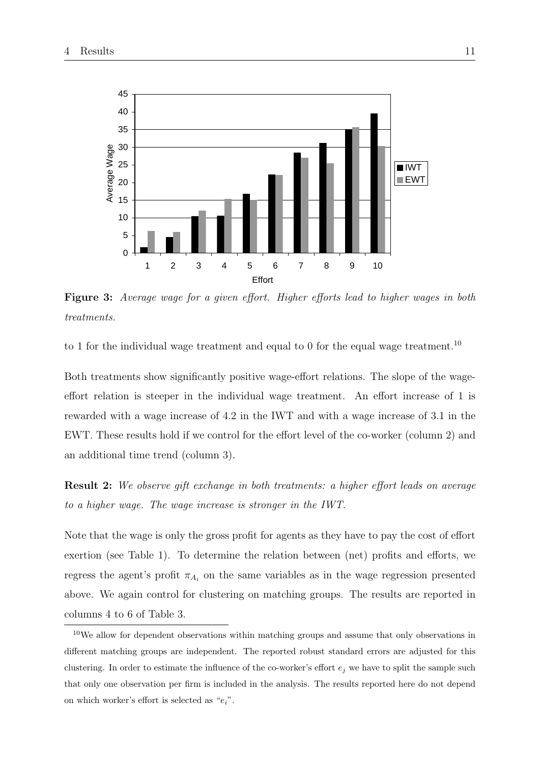**Figure 3:** *Average wage for a given effort. Higher efforts lead to higher wages in both treatments.*

to 1 for the individual wage treatment and equal to 0 for the equal wage treatment.[10]

Both treatments show significantly positive wage-effort relations. The slope of the wage-effort relation is steeper in the individual wage treatment. An effort increase of 1 is rewarded with a wage increase of 4.2 in the IWT and with a wage increase of 3.1 in the EWT. These results hold if we control for the effort level of the co-worker (column 2) and an additional time trend (column 3).

**Result 2:** *We observe gift exchange in both treatments: a higher effort leads on average to a higher wage. The wage increase is stronger in the IWT.*

Note that the wage is only the gross profit for agents as they have to pay the cost of effort exertion (see Table 1). To determine the relation between (net) profits and efforts, we regress the agent's profit $\pi_{A_i}$ on the same variables as in the wage regression presented above. We again control for clustering on matching groups. The results are reported in columns 4 to 6 of Table 3.

[10] We allow for dependent observations within matching groups and assume that only observations in different matching groups are independent. The reported robust standard errors are adjusted for this clustering. In order to estimate the influence of the co-worker's effort $e_j$ we have to split the sample such that only one observation per firm is included in the analysis. The results reported here do not depend on which worker's effort is selected as "$e_i$".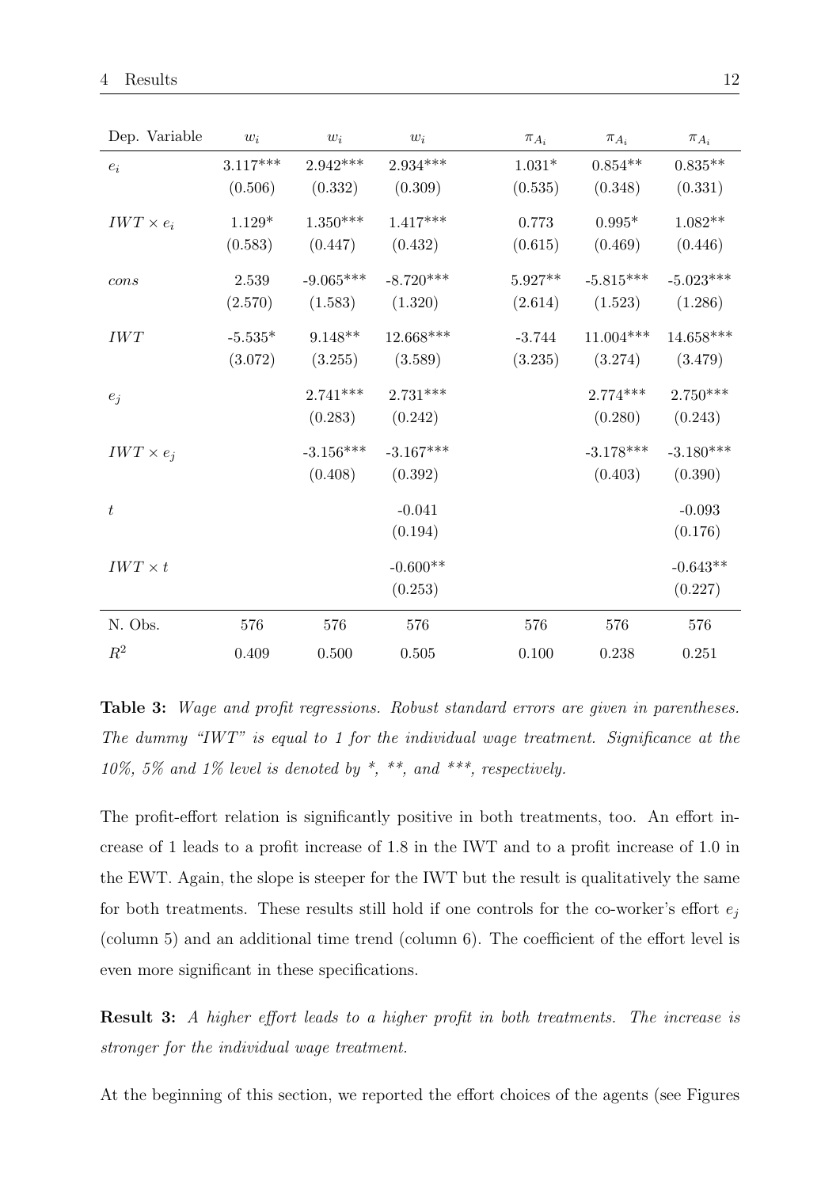| Dep. Variable | $w_i$ | $w_i$ | $w_i$ | $\pi_{A_i}$ | $\pi_{A_i}$ | $\pi_{A_i}$ |
|---|---|---|---|---|---|---|
| $e_i$ | 3.117*** | 2.942*** | 2.934*** | 1.031* | 0.854** | 0.835** |
| | (0.506) | (0.332) | (0.309) | (0.535) | (0.348) | (0.331) |
| $IWT \times e_i$ | 1.129* | 1.350*** | 1.417*** | 0.773 | 0.995* | 1.082** |
| | (0.583) | (0.447) | (0.432) | (0.615) | (0.469) | (0.446) |
| $cons$ | 2.539 | -9.065*** | -8.720*** | 5.927** | -5.815*** | -5.023*** |
| | (2.570) | (1.583) | (1.320) | (2.614) | (1.523) | (1.286) |
| $IWT$ | -5.535* | 9.148** | 12.668*** | -3.744 | 11.004*** | 14.658*** |
| | (3.072) | (3.255) | (3.589) | (3.235) | (3.274) | (3.479) |
| $e_j$ | | 2.741*** | 2.731*** | | 2.774*** | 2.750*** |
| | | (0.283) | (0.242) | | (0.280) | (0.243) |
| $IWT \times e_j$ | | -3.156*** | -3.167*** | | -3.178*** | -3.180*** |
| | | (0.408) | (0.392) | | (0.403) | (0.390) |
| $t$ | | | -0.041 | | | -0.093 |
| | | | (0.194) | | | (0.176) |
| $IWT \times t$ | | | -0.600** | | | -0.643** |
| | | | (0.253) | | | (0.227) |
| N. Obs. | 576 | 576 | 576 | 576 | 576 | 576 |
| $R^2$ | 0.409 | 0.500 | 0.505 | 0.100 | 0.238 | 0.251 |

**Table 3:** *Wage and profit regressions. Robust standard errors are given in parentheses. The dummy "IWT" is equal to 1 for the individual wage treatment. Significance at the 10%, 5% and 1% level is denoted by *, **, and ***, respectively.*

The profit-effort relation is significantly positive in both treatments, too. An effort increase of 1 leads to a profit increase of 1.8 in the IWT and to a profit increase of 1.0 in the EWT. Again, the slope is steeper for the IWT but the result is qualitatively the same for both treatments. These results still hold if one controls for the co-worker's effort $e_j$ (column 5) and an additional time trend (column 6). The coefficient of the effort level is even more significant in these specifications.

**Result 3:** *A higher effort leads to a higher profit in both treatments. The increase is stronger for the individual wage treatment.*

At the beginning of this section, we reported the effort choices of the agents (see Figures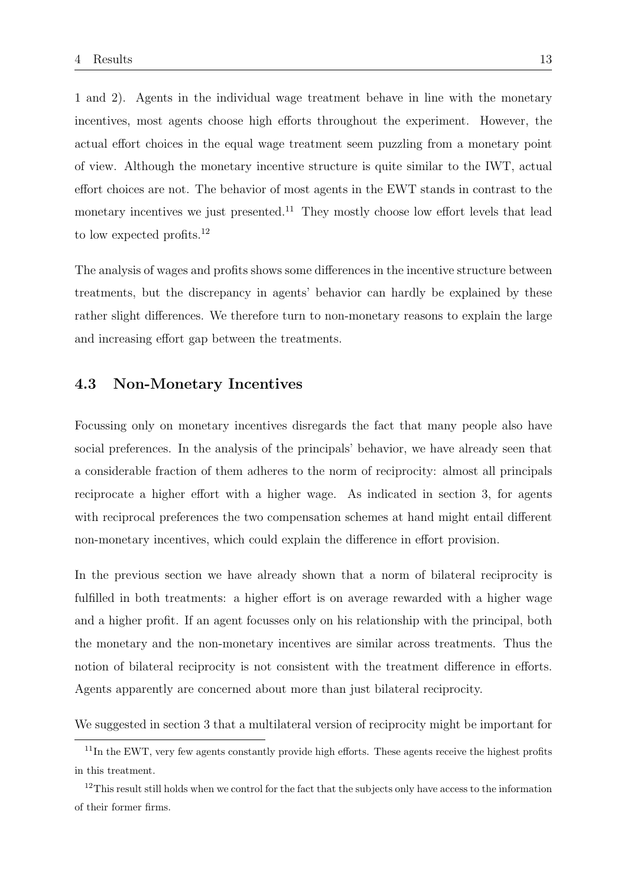1 and 2). Agents in the individual wage treatment behave in line with the monetary incentives, most agents choose high efforts throughout the experiment. However, the actual effort choices in the equal wage treatment seem puzzling from a monetary point of view. Although the monetary incentive structure is quite similar to the IWT, actual effort choices are not. The behavior of most agents in the EWT stands in contrast to the monetary incentives we just presented.[11] They mostly choose low effort levels that lead to low expected profits.[12]

The analysis of wages and profits shows some differences in the incentive structure between treatments, but the discrepancy in agents' behavior can hardly be explained by these rather slight differences. We therefore turn to non-monetary reasons to explain the large and increasing effort gap between the treatments.

### 4.3 Non-Monetary Incentives

Focussing only on monetary incentives disregards the fact that many people also have social preferences. In the analysis of the principals' behavior, we have already seen that a considerable fraction of them adheres to the norm of reciprocity: almost all principals reciprocate a higher effort with a higher wage. As indicated in section 3, for agents with reciprocal preferences the two compensation schemes at hand might entail different non-monetary incentives, which could explain the difference in effort provision.

In the previous section we have already shown that a norm of bilateral reciprocity is fulfilled in both treatments: a higher effort is on average rewarded with a higher wage and a higher profit. If an agent focusses only on his relationship with the principal, both the monetary and the non-monetary incentives are similar across treatments. Thus the notion of bilateral reciprocity is not consistent with the treatment difference in efforts. Agents apparently are concerned about more than just bilateral reciprocity.

We suggested in section 3 that a multilateral version of reciprocity might be important for

[11] In the EWT, very few agents constantly provide high efforts. These agents receive the highest profits in this treatment.

[12] This result still holds when we control for the fact that the subjects only have access to the information of their former firms.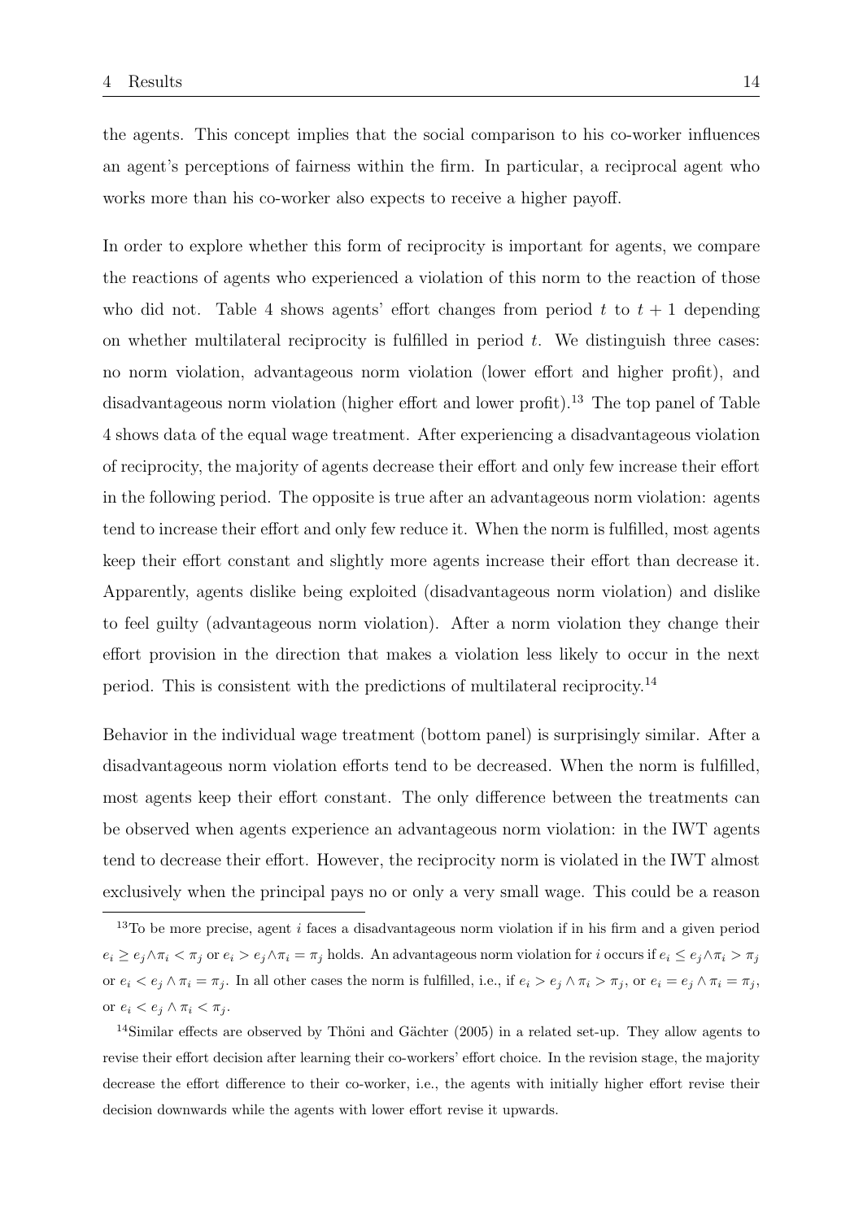the agents. This concept implies that the social comparison to his co-worker influences an agent's perceptions of fairness within the firm. In particular, a reciprocal agent who works more than his co-worker also expects to receive a higher payoff.

In order to explore whether this form of reciprocity is important for agents, we compare the reactions of agents who experienced a violation of this norm to the reaction of those who did not. Table 4 shows agents' effort changes from period $t$ to $t+1$ depending on whether multilateral reciprocity is fulfilled in period $t$. We distinguish three cases: no norm violation, advantageous norm violation (lower effort and higher profit), and disadvantageous norm violation (higher effort and lower profit).[13] The top panel of Table 4 shows data of the equal wage treatment. After experiencing a disadvantageous violation of reciprocity, the majority of agents decrease their effort and only few increase their effort in the following period. The opposite is true after an advantageous norm violation: agents tend to increase their effort and only few reduce it. When the norm is fulfilled, most agents keep their effort constant and slightly more agents increase their effort than decrease it. Apparently, agents dislike being exploited (disadvantageous norm violation) and dislike to feel guilty (advantageous norm violation). After a norm violation they change their effort provision in the direction that makes a violation less likely to occur in the next period. This is consistent with the predictions of multilateral reciprocity.[14]

Behavior in the individual wage treatment (bottom panel) is surprisingly similar. After a disadvantageous norm violation efforts tend to be decreased. When the norm is fulfilled, most agents keep their effort constant. The only difference between the treatments can be observed when agents experience an advantageous norm violation: in the IWT agents tend to decrease their effort. However, the reciprocity norm is violated in the IWT almost exclusively when the principal pays no or only a very small wage. This could be a reason

[13] To be more precise, agent $i$ faces a disadvantageous norm violation if in his firm and a given period $e_i \geq e_j \wedge \pi_i < \pi_j$ or $e_i > e_j \wedge \pi_i = \pi_j$ holds. An advantageous norm violation for $i$ occurs if $e_i \leq e_j \wedge \pi_i > \pi_j$ or $e_i < e_j \wedge \pi_i = \pi_j$. In all other cases the norm is fulfilled, i.e., if $e_i > e_j \wedge \pi_i > \pi_j$, or $e_i = e_j \wedge \pi_i = \pi_j$, or $e_i < e_j \wedge \pi_i < \pi_j$.

[14] Similar effects are observed by Thöni and Gächter (2005) in a related set-up. They allow agents to revise their effort decision after learning their co-workers' effort choice. In the revision stage, the majority decrease the effort difference to their co-worker, i.e., the agents with initially higher effort revise their decision downwards while the agents with lower effort revise it upwards.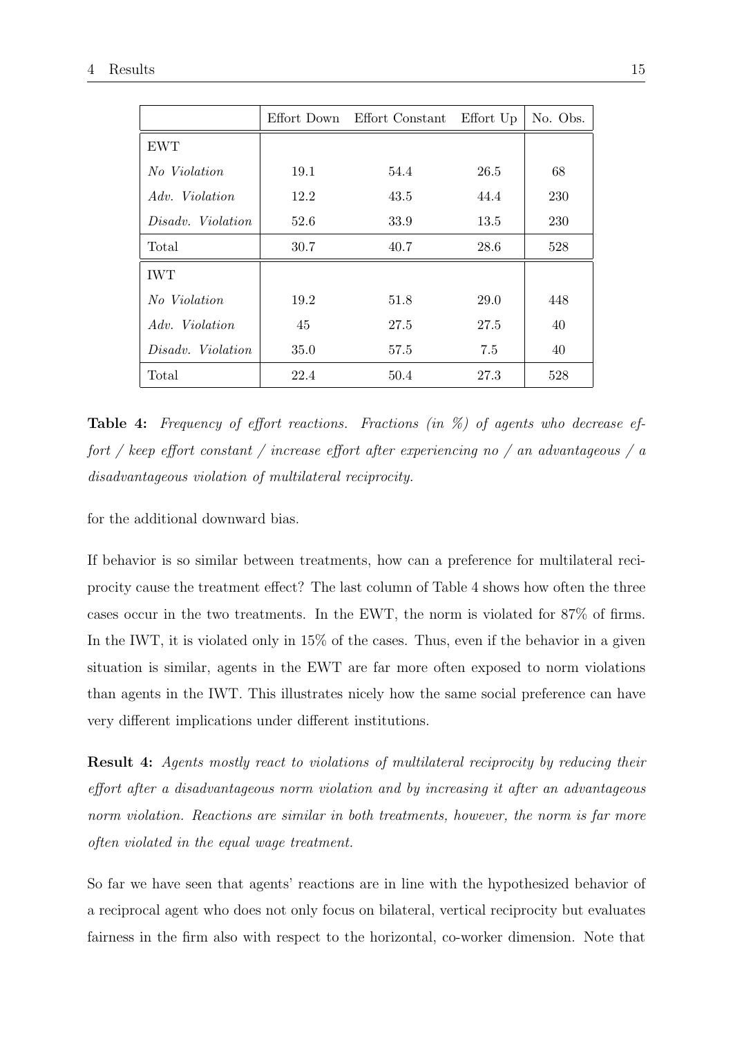| | Effort Down | Effort Constant | Effort Up | No. Obs. |
|---|---|---|---|---|
| EWT | | | | |
| *No Violation* | 19.1 | 54.4 | 26.5 | 68 |
| *Adv. Violation* | 12.2 | 43.5 | 44.4 | 230 |
| *Disadv. Violation* | 52.6 | 33.9 | 13.5 | 230 |
| Total | 30.7 | 40.7 | 28.6 | 528 |
| IWT | | | | |
| *No Violation* | 19.2 | 51.8 | 29.0 | 448 |
| *Adv. Violation* | 45 | 27.5 | 27.5 | 40 |
| *Disadv. Violation* | 35.0 | 57.5 | 7.5 | 40 |
| Total | 22.4 | 50.4 | 27.3 | 528 |

**Table 4:** *Frequency of effort reactions. Fractions (in %) of agents who decrease effort / keep effort constant / increase effort after experiencing no / an advantageous / a disadvantageous violation of multilateral reciprocity.*

for the additional downward bias.

If behavior is so similar between treatments, how can a preference for multilateral reciprocity cause the treatment effect? The last column of Table 4 shows how often the three cases occur in the two treatments. In the EWT, the norm is violated for 87% of firms. In the IWT, it is violated only in 15% of the cases. Thus, even if the behavior in a given situation is similar, agents in the EWT are far more often exposed to norm violations than agents in the IWT. This illustrates nicely how the same social preference can have very different implications under different institutions.

**Result 4:** *Agents mostly react to violations of multilateral reciprocity by reducing their effort after a disadvantageous norm violation and by increasing it after an advantageous norm violation. Reactions are similar in both treatments, however, the norm is far more often violated in the equal wage treatment.*

So far we have seen that agents' reactions are in line with the hypothesized behavior of a reciprocal agent who does not only focus on bilateral, vertical reciprocity but evaluates fairness in the firm also with respect to the horizontal, co-worker dimension. Note that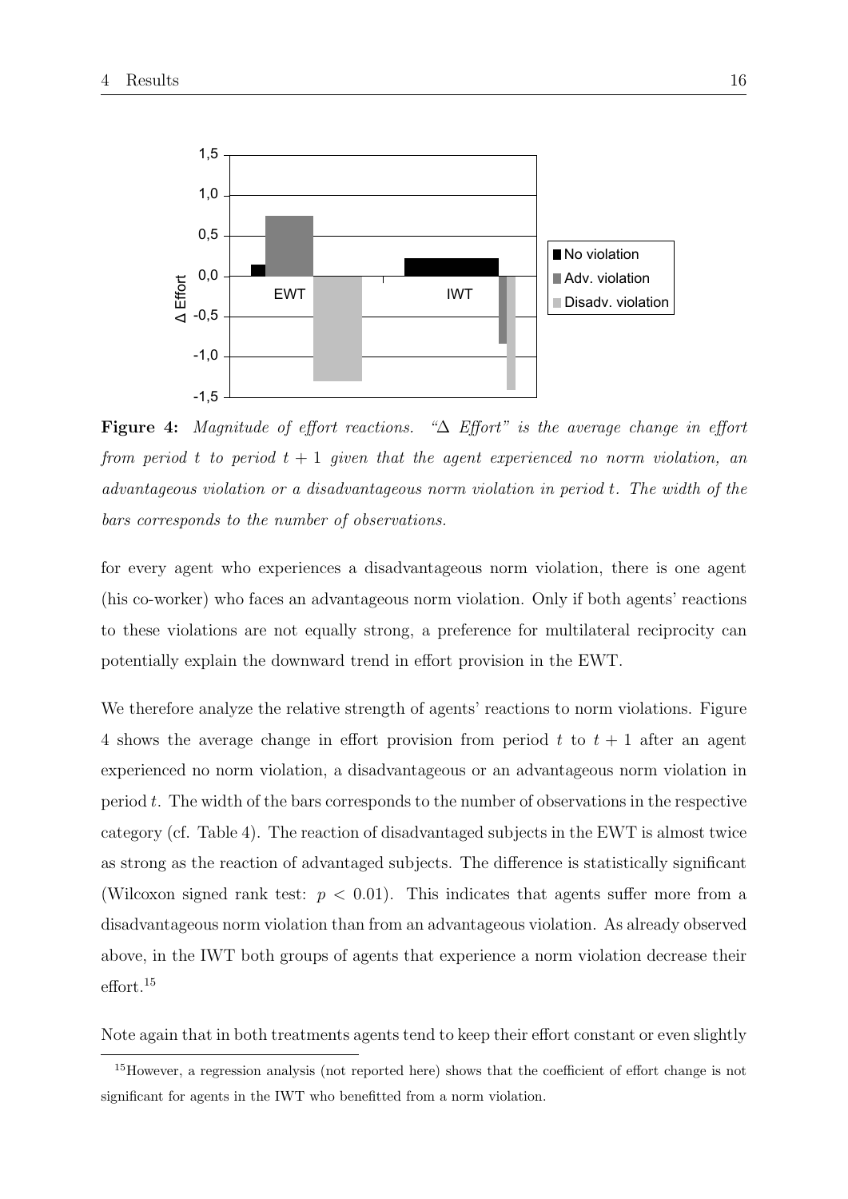**Figure 4:** *Magnitude of effort reactions. "$\Delta$ Effort" is the average change in effort from period $t$ to period $t+1$ given that the agent experienced no norm violation, an advantageous violation or a disadvantageous norm violation in period $t$. The width of the bars corresponds to the number of observations.*

for every agent who experiences a disadvantageous norm violation, there is one agent (his co-worker) who faces an advantageous norm violation. Only if both agents' reactions to these violations are not equally strong, a preference for multilateral reciprocity can potentially explain the downward trend in effort provision in the EWT.

We therefore analyze the relative strength of agents' reactions to norm violations. Figure 4 shows the average change in effort provision from period $t$ to $t+1$ after an agent experienced no norm violation, a disadvantageous or an advantageous norm violation in period $t$. The width of the bars corresponds to the number of observations in the respective category (cf. Table 4). The reaction of disadvantaged subjects in the EWT is almost twice as strong as the reaction of advantaged subjects. The difference is statistically significant (Wilcoxon signed rank test: $p < 0.01$). This indicates that agents suffer more from a disadvantageous norm violation than from an advantageous violation. As already observed above, in the IWT both groups of agents that experience a norm violation decrease their effort.[15]

Note again that in both treatments agents tend to keep their effort constant or even slightly

[15] However, a regression analysis (not reported here) shows that the coefficient of effort change is not significant for agents in the IWT who benefitted from a norm violation.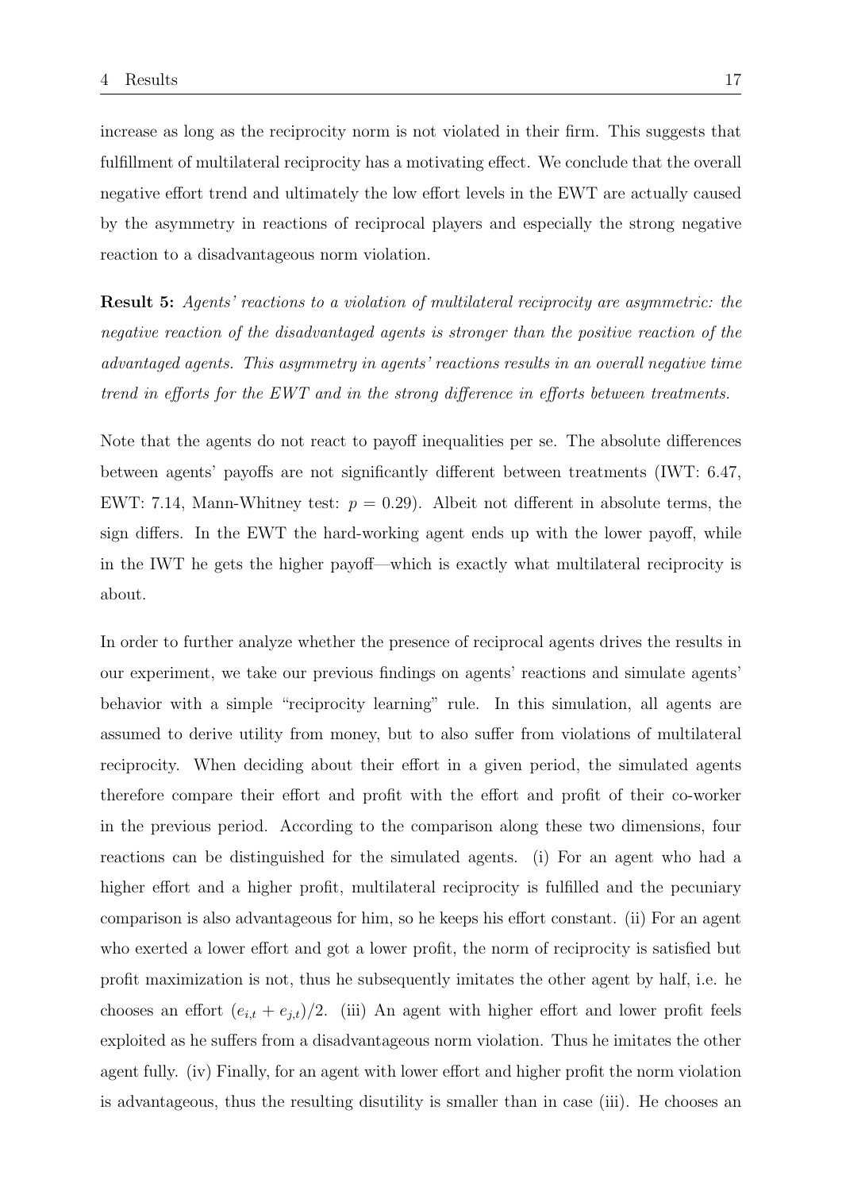increase as long as the reciprocity norm is not violated in their firm. This suggests that fulfillment of multilateral reciprocity has a motivating effect. We conclude that the overall negative effort trend and ultimately the low effort levels in the EWT are actually caused by the asymmetry in reactions of reciprocal players and especially the strong negative reaction to a disadvantageous norm violation.

**Result 5:** *Agents' reactions to a violation of multilateral reciprocity are asymmetric: the negative reaction of the disadvantaged agents is stronger than the positive reaction of the advantaged agents. This asymmetry in agents' reactions results in an overall negative time trend in efforts for the EWT and in the strong difference in efforts between treatments.*

Note that the agents do not react to payoff inequalities per se. The absolute differences between agents' payoffs are not significantly different between treatments (IWT: 6.47, EWT: 7.14, Mann-Whitney test: $p = 0.29$). Albeit not different in absolute terms, the sign differs. In the EWT the hard-working agent ends up with the lower payoff, while in the IWT he gets the higher payoff—which is exactly what multilateral reciprocity is about.

In order to further analyze whether the presence of reciprocal agents drives the results in our experiment, we take our previous findings on agents' reactions and simulate agents' behavior with a simple "reciprocity learning" rule. In this simulation, all agents are assumed to derive utility from money, but to also suffer from violations of multilateral reciprocity. When deciding about their effort in a given period, the simulated agents therefore compare their effort and profit with the effort and profit of their co-worker in the previous period. According to the comparison along these two dimensions, four reactions can be distinguished for the simulated agents. (i) For an agent who had a higher effort and a higher profit, multilateral reciprocity is fulfilled and the pecuniary comparison is also advantageous for him, so he keeps his effort constant. (ii) For an agent who exerted a lower effort and got a lower profit, the norm of reciprocity is satisfied but profit maximization is not, thus he subsequently imitates the other agent by half, i.e. he chooses an effort $(e_{i,t} + e_{j,t})/2$. (iii) An agent with higher effort and lower profit feels exploited as he suffers from a disadvantageous norm violation. Thus he imitates the other agent fully. (iv) Finally, for an agent with lower effort and higher profit the norm violation is advantageous, thus the resulting disutility is smaller than in case (iii). He chooses an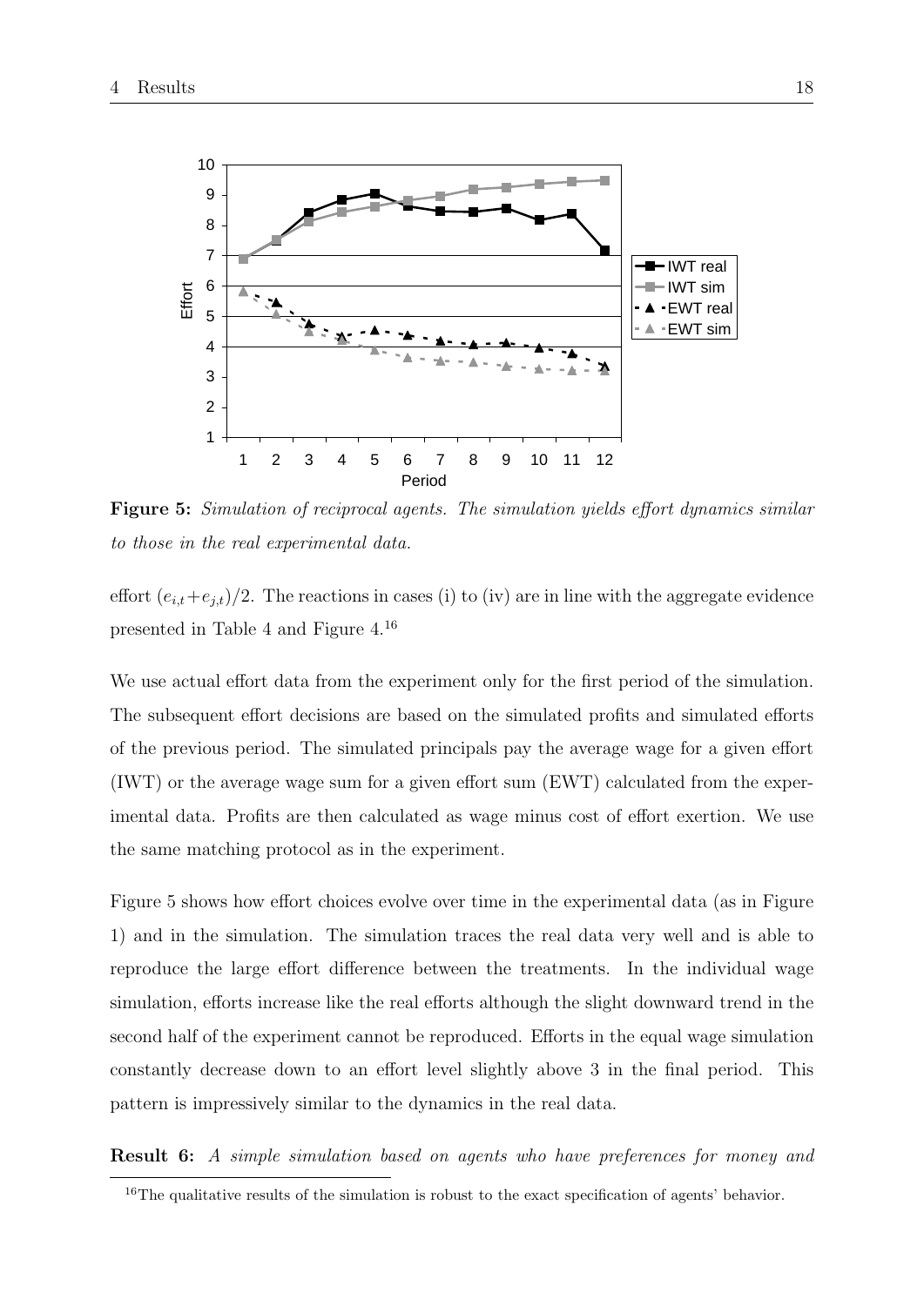**Figure 5:** *Simulation of reciprocal agents. The simulation yields effort dynamics similar to those in the real experimental data.*

effort $(e_{i,t}+e_{j,t})/2$. The reactions in cases (i) to (iv) are in line with the aggregate evidence presented in Table 4 and Figure 4.[16]

We use actual effort data from the experiment only for the first period of the simulation. The subsequent effort decisions are based on the simulated profits and simulated efforts of the previous period. The simulated principals pay the average wage for a given effort (IWT) or the average wage sum for a given effort sum (EWT) calculated from the experimental data. Profits are then calculated as wage minus cost of effort exertion. We use the same matching protocol as in the experiment.

Figure 5 shows how effort choices evolve over time in the experimental data (as in Figure 1) and in the simulation. The simulation traces the real data very well and is able to reproduce the large effort difference between the treatments. In the individual wage simulation, efforts increase like the real efforts although the slight downward trend in the second half of the experiment cannot be reproduced. Efforts in the equal wage simulation constantly decrease down to an effort level slightly above 3 in the final period. This pattern is impressively similar to the dynamics in the real data.

**Result 6:** *A simple simulation based on agents who have preferences for money and*

[16]The qualitative results of the simulation is robust to the exact specification of agents' behavior.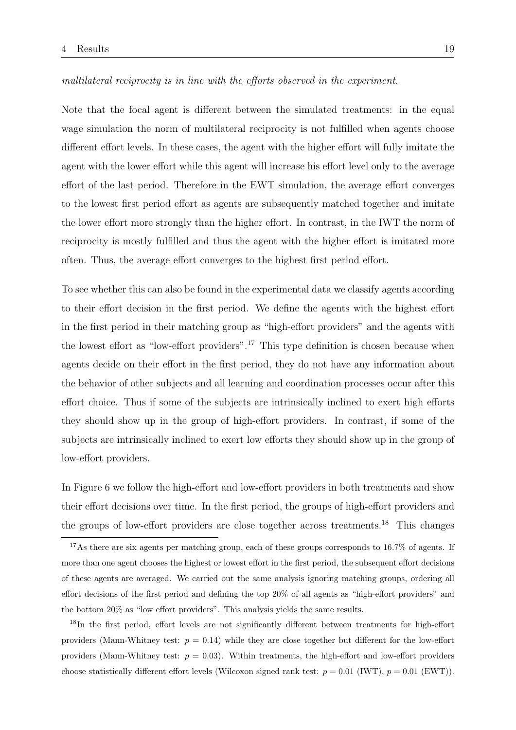*multilateral reciprocity is in line with the efforts observed in the experiment.*

Note that the focal agent is different between the simulated treatments: in the equal wage simulation the norm of multilateral reciprocity is not fulfilled when agents choose different effort levels. In these cases, the agent with the higher effort will fully imitate the agent with the lower effort while this agent will increase his effort level only to the average effort of the last period. Therefore in the EWT simulation, the average effort converges to the lowest first period effort as agents are subsequently matched together and imitate the lower effort more strongly than the higher effort. In contrast, in the IWT the norm of reciprocity is mostly fulfilled and thus the agent with the higher effort is imitated more often. Thus, the average effort converges to the highest first period effort.

To see whether this can also be found in the experimental data we classify agents according to their effort decision in the first period. We define the agents with the highest effort in the first period in their matching group as "high-effort providers" and the agents with the lowest effort as "low-effort providers".[17] This type definition is chosen because when agents decide on their effort in the first period, they do not have any information about the behavior of other subjects and all learning and coordination processes occur after this effort choice. Thus if some of the subjects are intrinsically inclined to exert high efforts they should show up in the group of high-effort providers. In contrast, if some of the subjects are intrinsically inclined to exert low efforts they should show up in the group of low-effort providers.

In Figure 6 we follow the high-effort and low-effort providers in both treatments and show their effort decisions over time. In the first period, the groups of high-effort providers and the groups of low-effort providers are close together across treatments.[18] This changes

[17] As there are six agents per matching group, each of these groups corresponds to 16.7% of agents. If more than one agent chooses the highest or lowest effort in the first period, the subsequent effort decisions of these agents are averaged. We carried out the same analysis ignoring matching groups, ordering all effort decisions of the first period and defining the top 20% of all agents as "high-effort providers" and the bottom 20% as "low effort providers". This analysis yields the same results.

[18] In the first period, effort levels are not significantly different between treatments for high-effort providers (Mann-Whitney test: $p = 0.14$) while they are close together but different for the low-effort providers (Mann-Whitney test: $p = 0.03$). Within treatments, the high-effort and low-effort providers choose statistically different effort levels (Wilcoxon signed rank test: $p = 0.01$ (IWT), $p = 0.01$ (EWT)).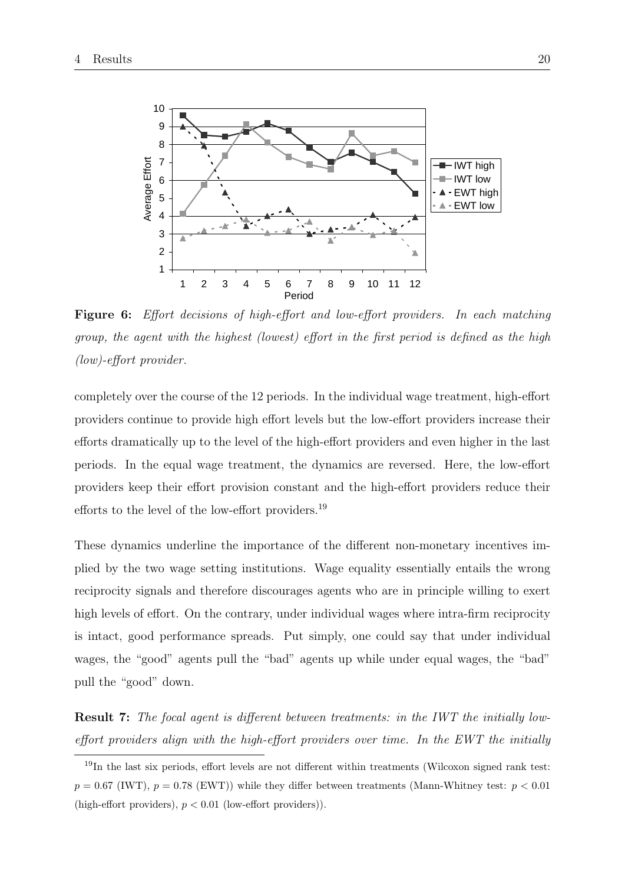**Figure 6:** *Effort decisions of high-effort and low-effort providers. In each matching group, the agent with the highest (lowest) effort in the first period is defined as the high (low)-effort provider.*

completely over the course of the 12 periods. In the individual wage treatment, high-effort providers continue to provide high effort levels but the low-effort providers increase their efforts dramatically up to the level of the high-effort providers and even higher in the last periods. In the equal wage treatment, the dynamics are reversed. Here, the low-effort providers keep their effort provision constant and the high-effort providers reduce their efforts to the level of the low-effort providers.[19]

These dynamics underline the importance of the different non-monetary incentives implied by the two wage setting institutions. Wage equality essentially entails the wrong reciprocity signals and therefore discourages agents who are in principle willing to exert high levels of effort. On the contrary, under individual wages where intra-firm reciprocity is intact, good performance spreads. Put simply, one could say that under individual wages, the "good" agents pull the "bad" agents up while under equal wages, the "bad" pull the "good" down.

**Result 7:** *The focal agent is different between treatments: in the IWT the initially low-effort providers align with the high-effort providers over time. In the EWT the initially*

[19] In the last six periods, effort levels are not different within treatments (Wilcoxon signed rank test: $p = 0.67$ (IWT), $p = 0.78$ (EWT)) while they differ between treatments (Mann-Whitney test: $p < 0.01$ (high-effort providers), $p < 0.01$ (low-effort providers)).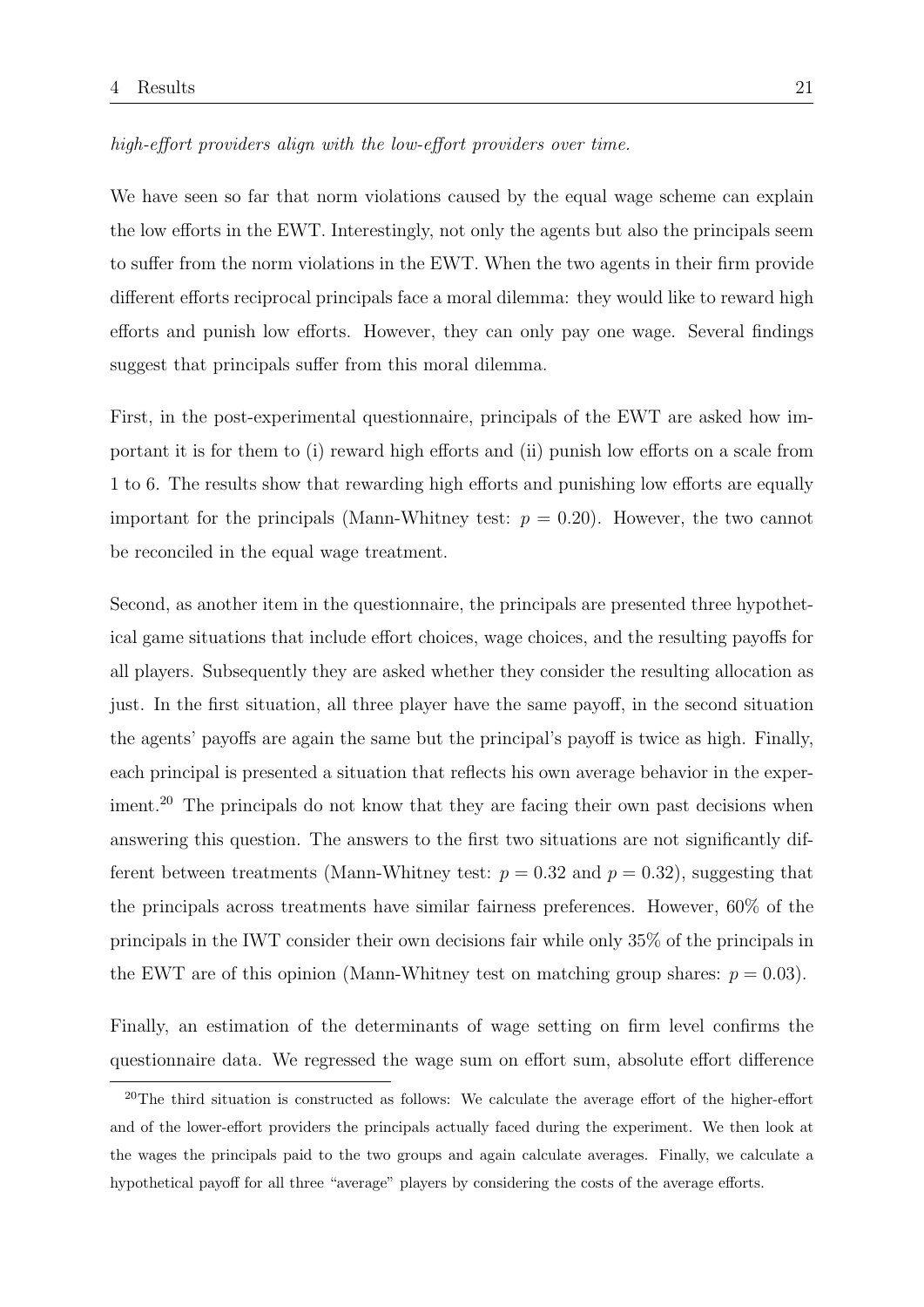*high-effort providers align with the low-effort providers over time.*

We have seen so far that norm violations caused by the equal wage scheme can explain the low efforts in the EWT. Interestingly, not only the agents but also the principals seem to suffer from the norm violations in the EWT. When the two agents in their firm provide different efforts reciprocal principals face a moral dilemma: they would like to reward high efforts and punish low efforts. However, they can only pay one wage. Several findings suggest that principals suffer from this moral dilemma.

First, in the post-experimental questionnaire, principals of the EWT are asked how important it is for them to (i) reward high efforts and (ii) punish low efforts on a scale from 1 to 6. The results show that rewarding high efforts and punishing low efforts are equally important for the principals (Mann-Whitney test: $p = 0.20$). However, the two cannot be reconciled in the equal wage treatment.

Second, as another item in the questionnaire, the principals are presented three hypothetical game situations that include effort choices, wage choices, and the resulting payoffs for all players. Subsequently they are asked whether they consider the resulting allocation as just. In the first situation, all three player have the same payoff, in the second situation the agents' payoffs are again the same but the principal's payoff is twice as high. Finally, each principal is presented a situation that reflects his own average behavior in the experiment.[20] The principals do not know that they are facing their own past decisions when answering this question. The answers to the first two situations are not significantly different between treatments (Mann-Whitney test: $p = 0.32$ and $p = 0.32$), suggesting that the principals across treatments have similar fairness preferences. However, 60% of the principals in the IWT consider their own decisions fair while only 35% of the principals in the EWT are of this opinion (Mann-Whitney test on matching group shares: $p = 0.03$).

Finally, an estimation of the determinants of wage setting on firm level confirms the questionnaire data. We regressed the wage sum on effort sum, absolute effort difference

[20]The third situation is constructed as follows: We calculate the average effort of the higher-effort and of the lower-effort providers the principals actually faced during the experiment. We then look at the wages the principals paid to the two groups and again calculate averages. Finally, we calculate a hypothetical payoff for all three "average" players by considering the costs of the average efforts.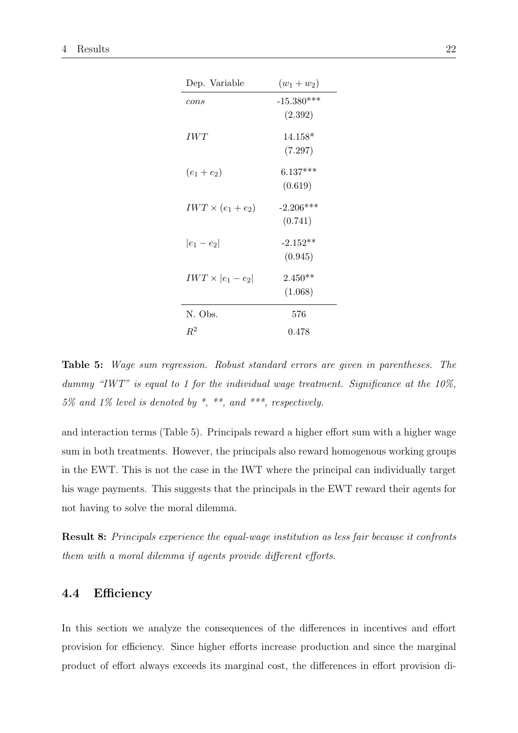| Dep. Variable | $(w_1 + w_2)$ |
|---|---|
| *cons* | -15.380*** |
| | (2.392) |
| *IWT* | 14.158* |
| | (7.297) |
| $(e_1 + e_2)$ | 6.137*** |
| | (0.619) |
| $IWT \times (e_1 + e_2)$ | -2.206*** |
| | (0.741) |
| $\lvert e_1 - e_2 \rvert$ | -2.152** |
| | (0.945) |
| $IWT \times \lvert e_1 - e_2 \rvert$ | 2.450** |
| | (1.068) |
| N. Obs. | 576 |
| $R^2$ | 0.478 |

**Table 5:** *Wage sum regression. Robust standard errors are given in parentheses. The dummy "IWT" is equal to 1 for the individual wage treatment. Significance at the 10%, 5% and 1% level is denoted by *, **, and ***, respectively.*

and interaction terms (Table 5). Principals reward a higher effort sum with a higher wage sum in both treatments. However, the principals also reward homogenous working groups in the EWT. This is not the case in the IWT where the principal can individually target his wage payments. This suggests that the principals in the EWT reward their agents for not having to solve the moral dilemma.

**Result 8:** *Principals experience the equal-wage institution as less fair because it confronts them with a moral dilemma if agents provide different efforts.*

## 4.4 Efficiency

In this section we analyze the consequences of the differences in incentives and effort provision for efficiency. Since higher efforts increase production and since the marginal product of effort always exceeds its marginal cost, the differences in effort provision di-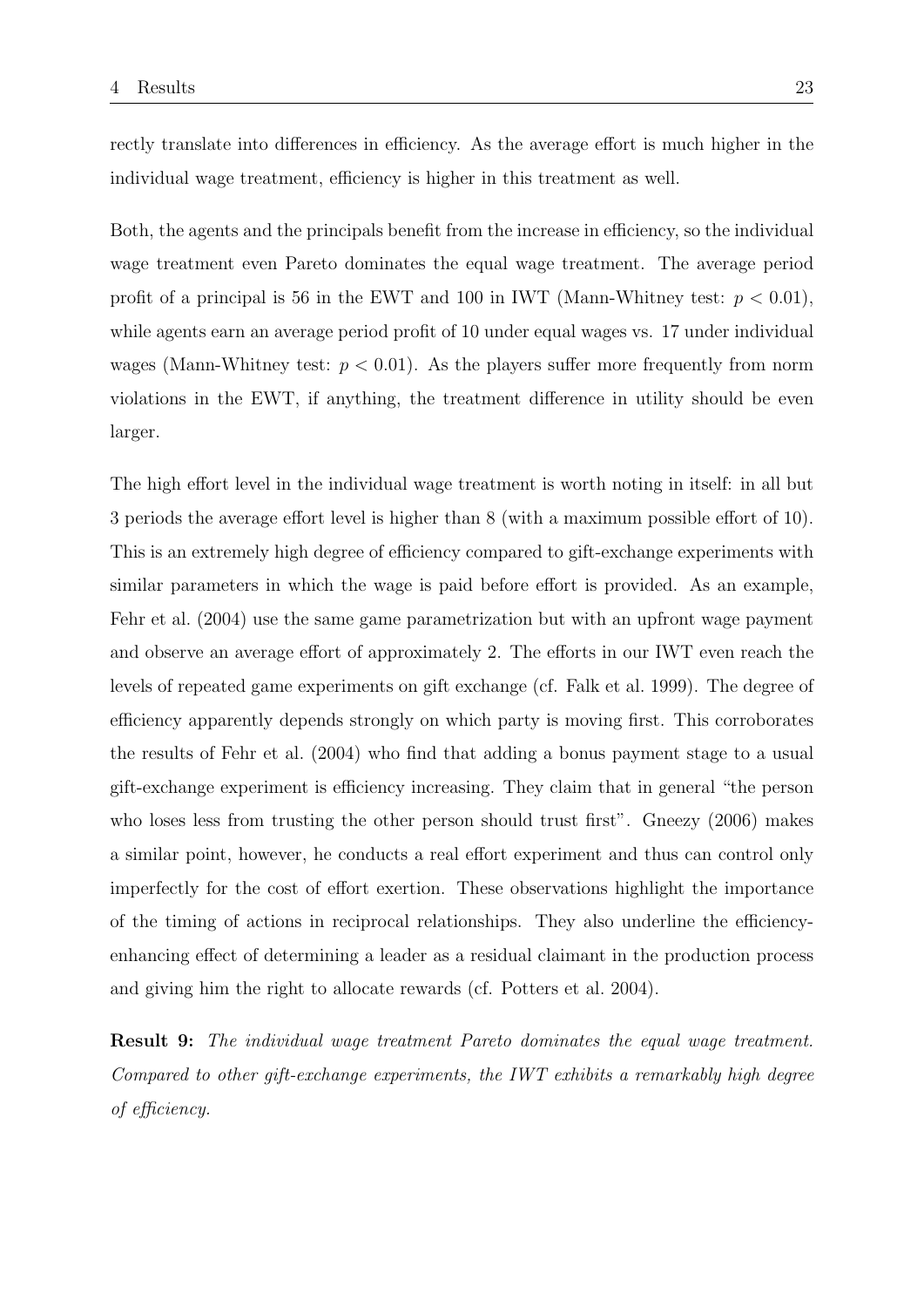rectly translate into differences in efficiency. As the average effort is much higher in the individual wage treatment, efficiency is higher in this treatment as well.

Both, the agents and the principals benefit from the increase in efficiency, so the individual wage treatment even Pareto dominates the equal wage treatment. The average period profit of a principal is 56 in the EWT and 100 in IWT (Mann-Whitney test: $p < 0.01$), while agents earn an average period profit of 10 under equal wages vs. 17 under individual wages (Mann-Whitney test: $p < 0.01$). As the players suffer more frequently from norm violations in the EWT, if anything, the treatment difference in utility should be even larger.

The high effort level in the individual wage treatment is worth noting in itself: in all but 3 periods the average effort level is higher than 8 (with a maximum possible effort of 10). This is an extremely high degree of efficiency compared to gift-exchange experiments with similar parameters in which the wage is paid before effort is provided. As an example, Fehr et al. (2004) use the same game parametrization but with an upfront wage payment and observe an average effort of approximately 2. The efforts in our IWT even reach the levels of repeated game experiments on gift exchange (cf. Falk et al. 1999). The degree of efficiency apparently depends strongly on which party is moving first. This corroborates the results of Fehr et al. (2004) who find that adding a bonus payment stage to a usual gift-exchange experiment is efficiency increasing. They claim that in general "the person who loses less from trusting the other person should trust first". Gneezy (2006) makes a similar point, however, he conducts a real effort experiment and thus can control only imperfectly for the cost of effort exertion. These observations highlight the importance of the timing of actions in reciprocal relationships. They also underline the efficiency-enhancing effect of determining a leader as a residual claimant in the production process and giving him the right to allocate rewards (cf. Potters et al. 2004).

**Result 9:** *The individual wage treatment Pareto dominates the equal wage treatment. Compared to other gift-exchange experiments, the IWT exhibits a remarkably high degree of efficiency.*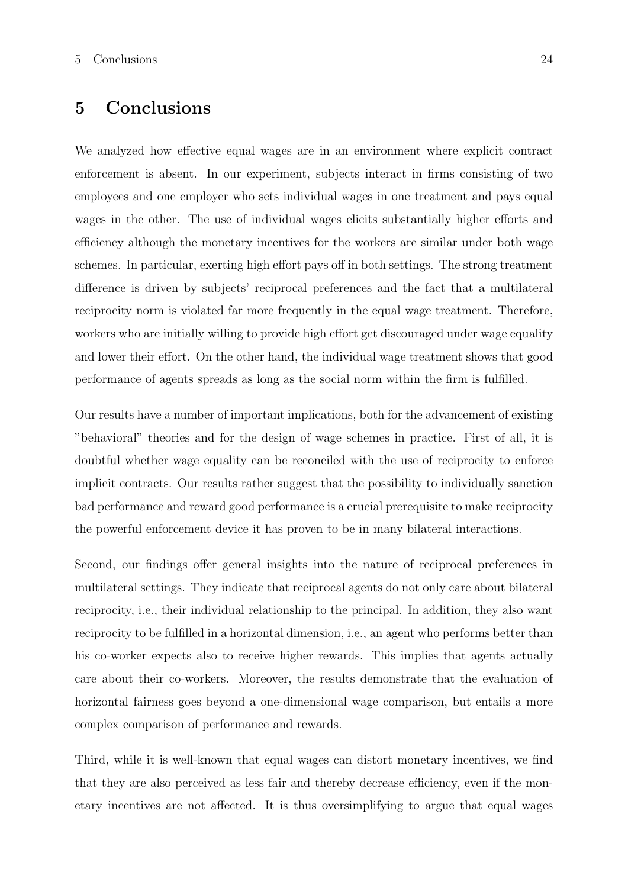# 5 Conclusions

We analyzed how effective equal wages are in an environment where explicit contract enforcement is absent. In our experiment, subjects interact in firms consisting of two employees and one employer who sets individual wages in one treatment and pays equal wages in the other. The use of individual wages elicits substantially higher efforts and efficiency although the monetary incentives for the workers are similar under both wage schemes. In particular, exerting high effort pays off in both settings. The strong treatment difference is driven by subjects' reciprocal preferences and the fact that a multilateral reciprocity norm is violated far more frequently in the equal wage treatment. Therefore, workers who are initially willing to provide high effort get discouraged under wage equality and lower their effort. On the other hand, the individual wage treatment shows that good performance of agents spreads as long as the social norm within the firm is fulfilled.

Our results have a number of important implications, both for the advancement of existing "behavioral" theories and for the design of wage schemes in practice. First of all, it is doubtful whether wage equality can be reconciled with the use of reciprocity to enforce implicit contracts. Our results rather suggest that the possibility to individually sanction bad performance and reward good performance is a crucial prerequisite to make reciprocity the powerful enforcement device it has proven to be in many bilateral interactions.

Second, our findings offer general insights into the nature of reciprocal preferences in multilateral settings. They indicate that reciprocal agents do not only care about bilateral reciprocity, i.e., their individual relationship to the principal. In addition, they also want reciprocity to be fulfilled in a horizontal dimension, i.e., an agent who performs better than his co-worker expects also to receive higher rewards. This implies that agents actually care about their co-workers. Moreover, the results demonstrate that the evaluation of horizontal fairness goes beyond a one-dimensional wage comparison, but entails a more complex comparison of performance and rewards.

Third, while it is well-known that equal wages can distort monetary incentives, we find that they are also perceived as less fair and thereby decrease efficiency, even if the monetary incentives are not affected. It is thus oversimplifying to argue that equal wages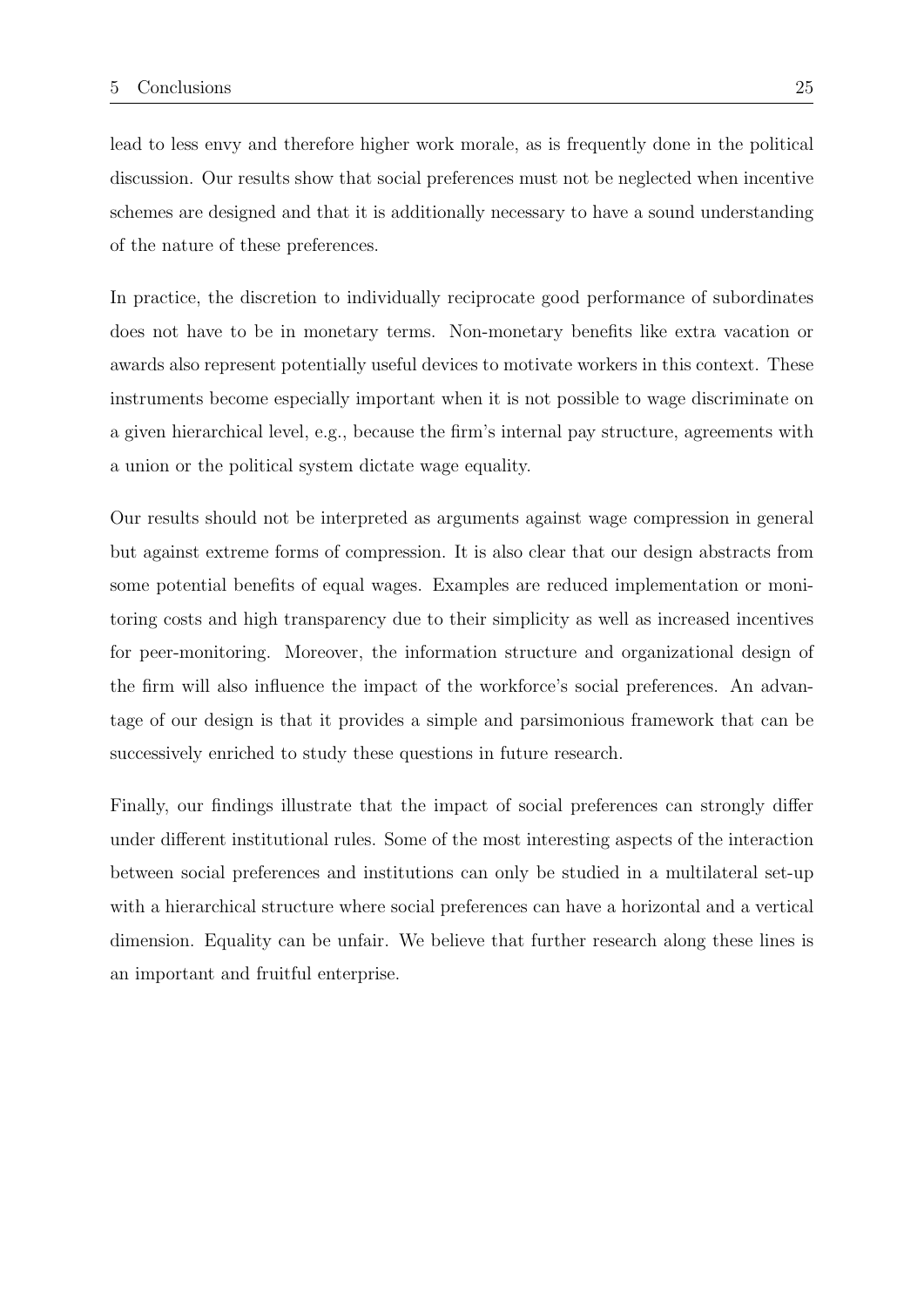lead to less envy and therefore higher work morale, as is frequently done in the political discussion. Our results show that social preferences must not be neglected when incentive schemes are designed and that it is additionally necessary to have a sound understanding of the nature of these preferences.

In practice, the discretion to individually reciprocate good performance of subordinates does not have to be in monetary terms. Non-monetary benefits like extra vacation or awards also represent potentially useful devices to motivate workers in this context. These instruments become especially important when it is not possible to wage discriminate on a given hierarchical level, e.g., because the firm's internal pay structure, agreements with a union or the political system dictate wage equality.

Our results should not be interpreted as arguments against wage compression in general but against extreme forms of compression. It is also clear that our design abstracts from some potential benefits of equal wages. Examples are reduced implementation or monitoring costs and high transparency due to their simplicity as well as increased incentives for peer-monitoring. Moreover, the information structure and organizational design of the firm will also influence the impact of the workforce's social preferences. An advantage of our design is that it provides a simple and parsimonious framework that can be successively enriched to study these questions in future research.

Finally, our findings illustrate that the impact of social preferences can strongly differ under different institutional rules. Some of the most interesting aspects of the interaction between social preferences and institutions can only be studied in a multilateral set-up with a hierarchical structure where social preferences can have a horizontal and a vertical dimension. Equality can be unfair. We believe that further research along these lines is an important and fruitful enterprise.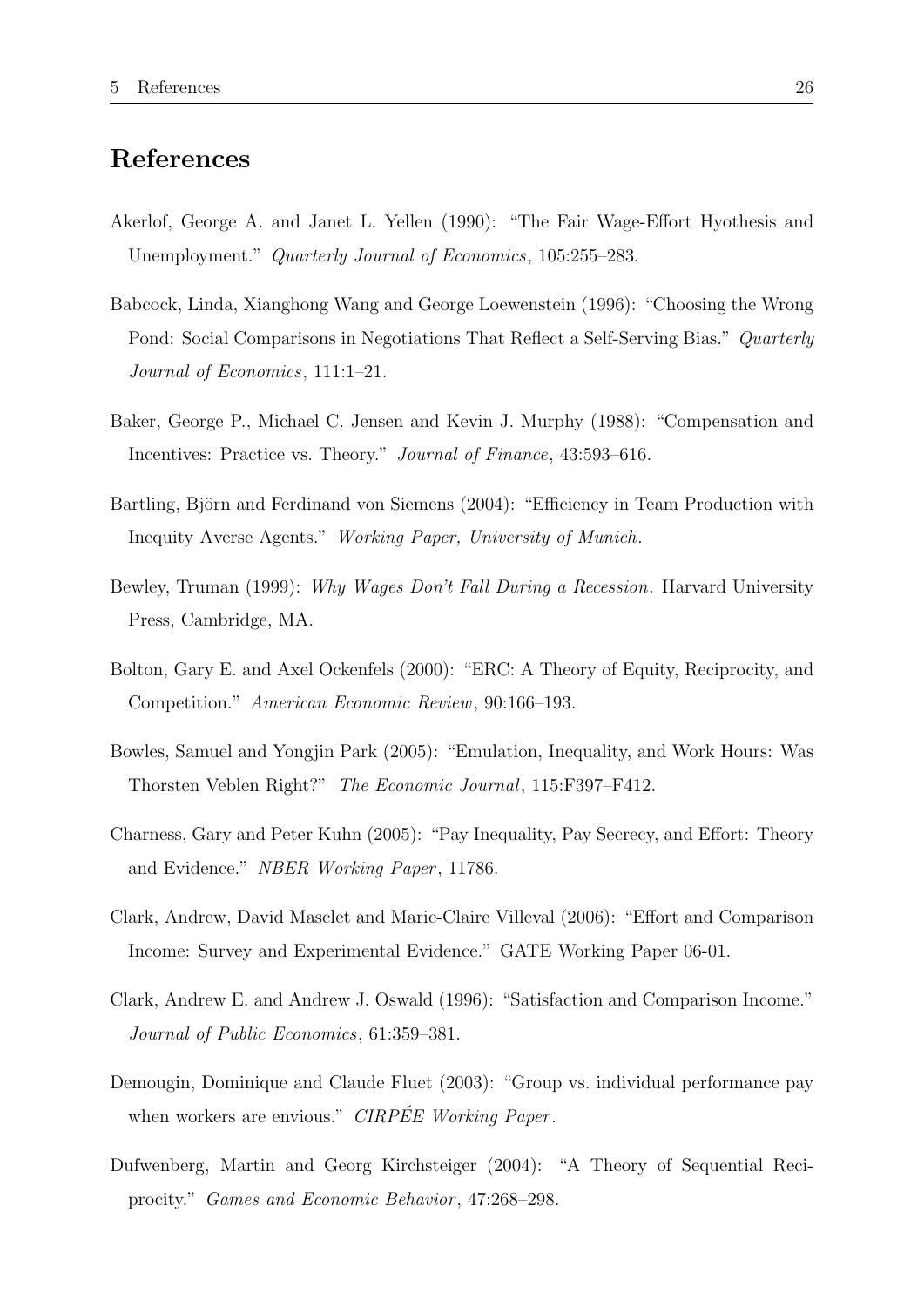# References

Akerlof, George A. and Janet L. Yellen (1990): "The Fair Wage-Effort Hyothesis and Unemployment." *Quarterly Journal of Economics*, 105:255–283.

Babcock, Linda, Xianghong Wang and George Loewenstein (1996): "Choosing the Wrong Pond: Social Comparisons in Negotiations That Reflect a Self-Serving Bias." *Quarterly Journal of Economics*, 111:1–21.

Baker, George P., Michael C. Jensen and Kevin J. Murphy (1988): "Compensation and Incentives: Practice vs. Theory." *Journal of Finance*, 43:593–616.

Bartling, Björn and Ferdinand von Siemens (2004): "Efficiency in Team Production with Inequity Averse Agents." *Working Paper, University of Munich*.

Bewley, Truman (1999): *Why Wages Don't Fall During a Recession*. Harvard University Press, Cambridge, MA.

Bolton, Gary E. and Axel Ockenfels (2000): "ERC: A Theory of Equity, Reciprocity, and Competition." *American Economic Review*, 90:166–193.

Bowles, Samuel and Yongjin Park (2005): "Emulation, Inequality, and Work Hours: Was Thorsten Veblen Right?" *The Economic Journal*, 115:F397–F412.

Charness, Gary and Peter Kuhn (2005): "Pay Inequality, Pay Secrecy, and Effort: Theory and Evidence." *NBER Working Paper*, 11786.

Clark, Andrew, David Masclet and Marie-Claire Villeval (2006): "Effort and Comparison Income: Survey and Experimental Evidence." GATE Working Paper 06-01.

Clark, Andrew E. and Andrew J. Oswald (1996): "Satisfaction and Comparison Income." *Journal of Public Economics*, 61:359–381.

Demougin, Dominique and Claude Fluet (2003): "Group vs. individual performance pay when workers are envious." *CIRPÉE Working Paper*.

Dufwenberg, Martin and Georg Kirchsteiger (2004): "A Theory of Sequential Reciprocity." *Games and Economic Behavior*, 47:268–298.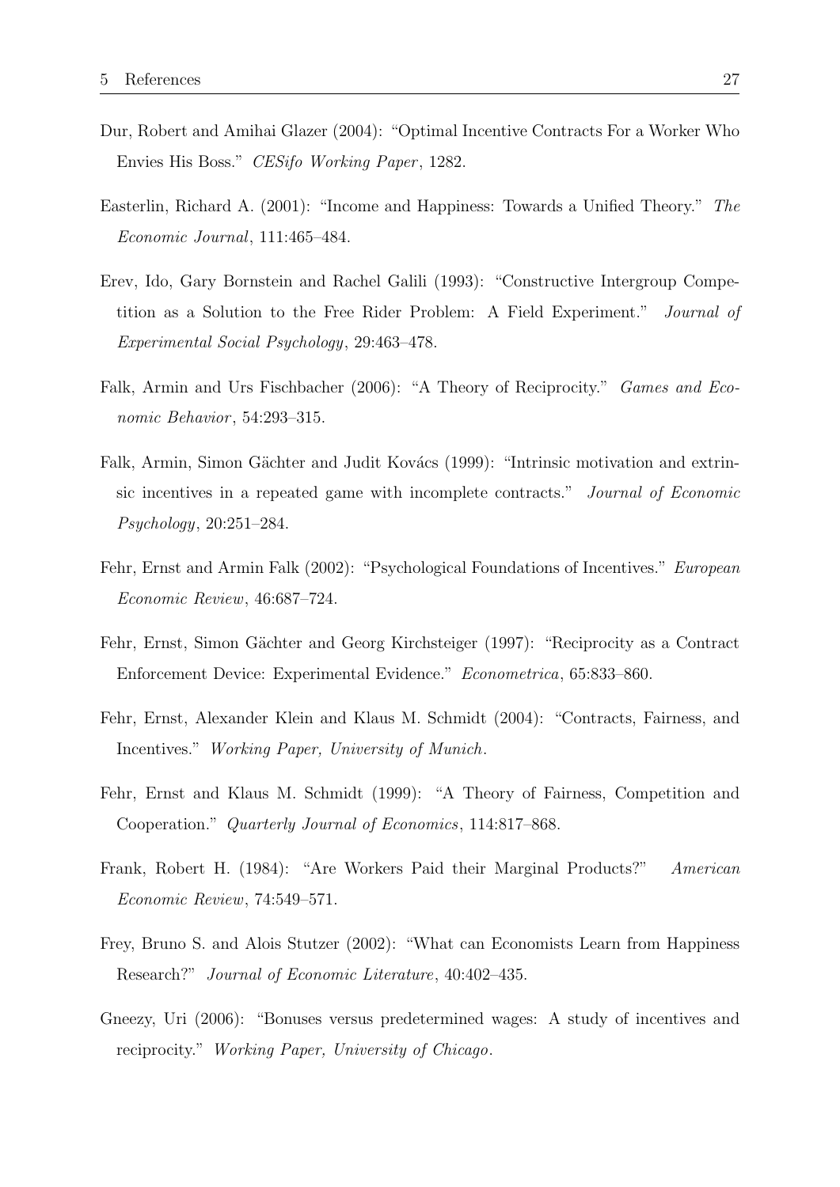Dur, Robert and Amihai Glazer (2004): "Optimal Incentive Contracts For a Worker Who Envies His Boss." *CESifo Working Paper*, 1282.

Easterlin, Richard A. (2001): "Income and Happiness: Towards a Unified Theory." *The Economic Journal*, 111:465–484.

Erev, Ido, Gary Bornstein and Rachel Galili (1993): "Constructive Intergroup Competition as a Solution to the Free Rider Problem: A Field Experiment." *Journal of Experimental Social Psychology*, 29:463–478.

Falk, Armin and Urs Fischbacher (2006): "A Theory of Reciprocity." *Games and Economic Behavior*, 54:293–315.

Falk, Armin, Simon Gächter and Judit Kovács (1999): "Intrinsic motivation and extrinsic incentives in a repeated game with incomplete contracts." *Journal of Economic Psychology*, 20:251–284.

Fehr, Ernst and Armin Falk (2002): "Psychological Foundations of Incentives." *European Economic Review*, 46:687–724.

Fehr, Ernst, Simon Gächter and Georg Kirchsteiger (1997): "Reciprocity as a Contract Enforcement Device: Experimental Evidence." *Econometrica*, 65:833–860.

Fehr, Ernst, Alexander Klein and Klaus M. Schmidt (2004): "Contracts, Fairness, and Incentives." *Working Paper, University of Munich*.

Fehr, Ernst and Klaus M. Schmidt (1999): "A Theory of Fairness, Competition and Cooperation." *Quarterly Journal of Economics*, 114:817–868.

Frank, Robert H. (1984): "Are Workers Paid their Marginal Products?" *American Economic Review*, 74:549–571.

Frey, Bruno S. and Alois Stutzer (2002): "What can Economists Learn from Happiness Research?" *Journal of Economic Literature*, 40:402–435.

Gneezy, Uri (2006): "Bonuses versus predetermined wages: A study of incentives and reciprocity." *Working Paper, University of Chicago*.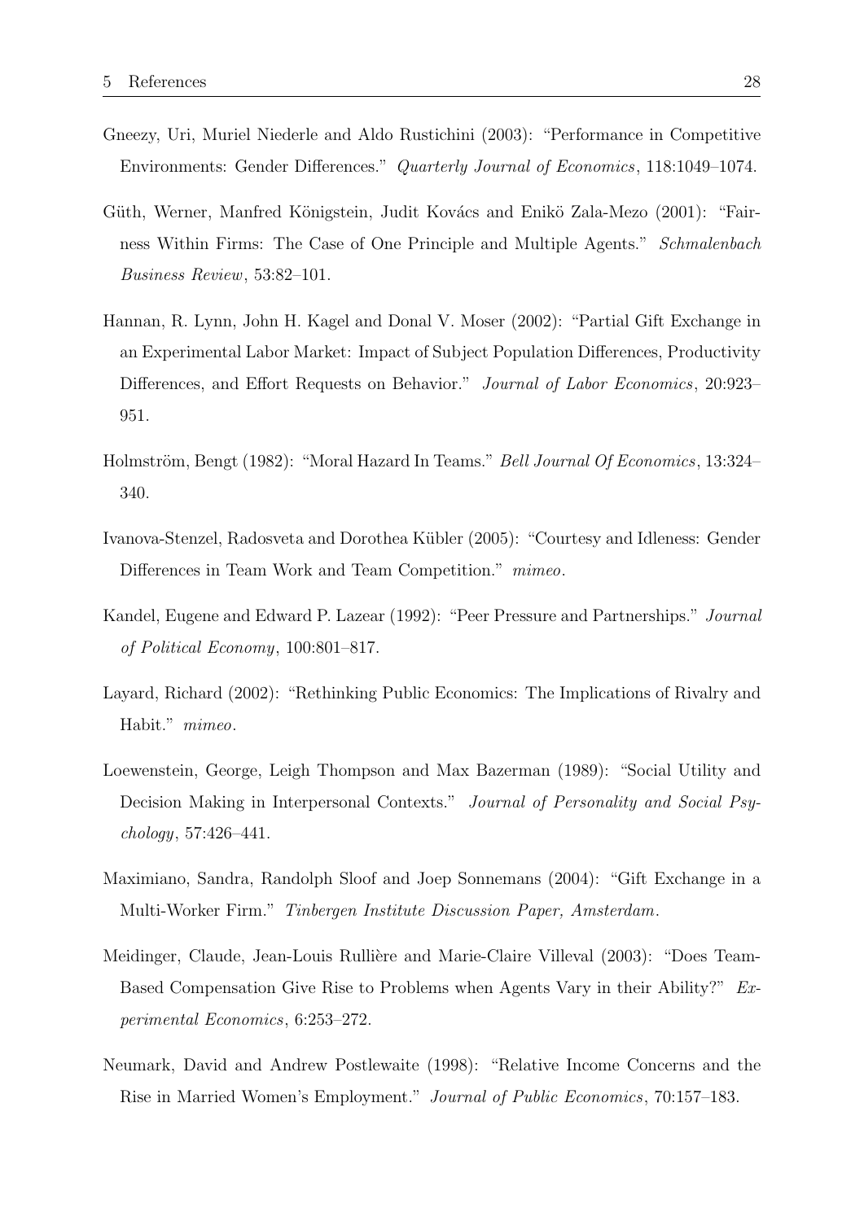Gneezy, Uri, Muriel Niederle and Aldo Rustichini (2003): "Performance in Competitive Environments: Gender Differences." *Quarterly Journal of Economics*, 118:1049–1074.

Güth, Werner, Manfred Königstein, Judit Kovács and Enikö Zala-Mezo (2001): "Fairness Within Firms: The Case of One Principle and Multiple Agents." *Schmalenbach Business Review*, 53:82–101.

Hannan, R. Lynn, John H. Kagel and Donal V. Moser (2002): "Partial Gift Exchange in an Experimental Labor Market: Impact of Subject Population Differences, Productivity Differences, and Effort Requests on Behavior." *Journal of Labor Economics*, 20:923–951.

Holmström, Bengt (1982): "Moral Hazard In Teams." *Bell Journal Of Economics*, 13:324–340.

Ivanova-Stenzel, Radosveta and Dorothea Kübler (2005): "Courtesy and Idleness: Gender Differences in Team Work and Team Competition." *mimeo*.

Kandel, Eugene and Edward P. Lazear (1992): "Peer Pressure and Partnerships." *Journal of Political Economy*, 100:801–817.

Layard, Richard (2002): "Rethinking Public Economics: The Implications of Rivalry and Habit." *mimeo*.

Loewenstein, George, Leigh Thompson and Max Bazerman (1989): "Social Utility and Decision Making in Interpersonal Contexts." *Journal of Personality and Social Psychology*, 57:426–441.

Maximiano, Sandra, Randolph Sloof and Joep Sonnemans (2004): "Gift Exchange in a Multi-Worker Firm." *Tinbergen Institute Discussion Paper, Amsterdam*.

Meidinger, Claude, Jean-Louis Rullière and Marie-Claire Villeval (2003): "Does Team-Based Compensation Give Rise to Problems when Agents Vary in their Ability?" *Experimental Economics*, 6:253–272.

Neumark, David and Andrew Postlewaite (1998): "Relative Income Concerns and the Rise in Married Women's Employment." *Journal of Public Economics*, 70:157–183.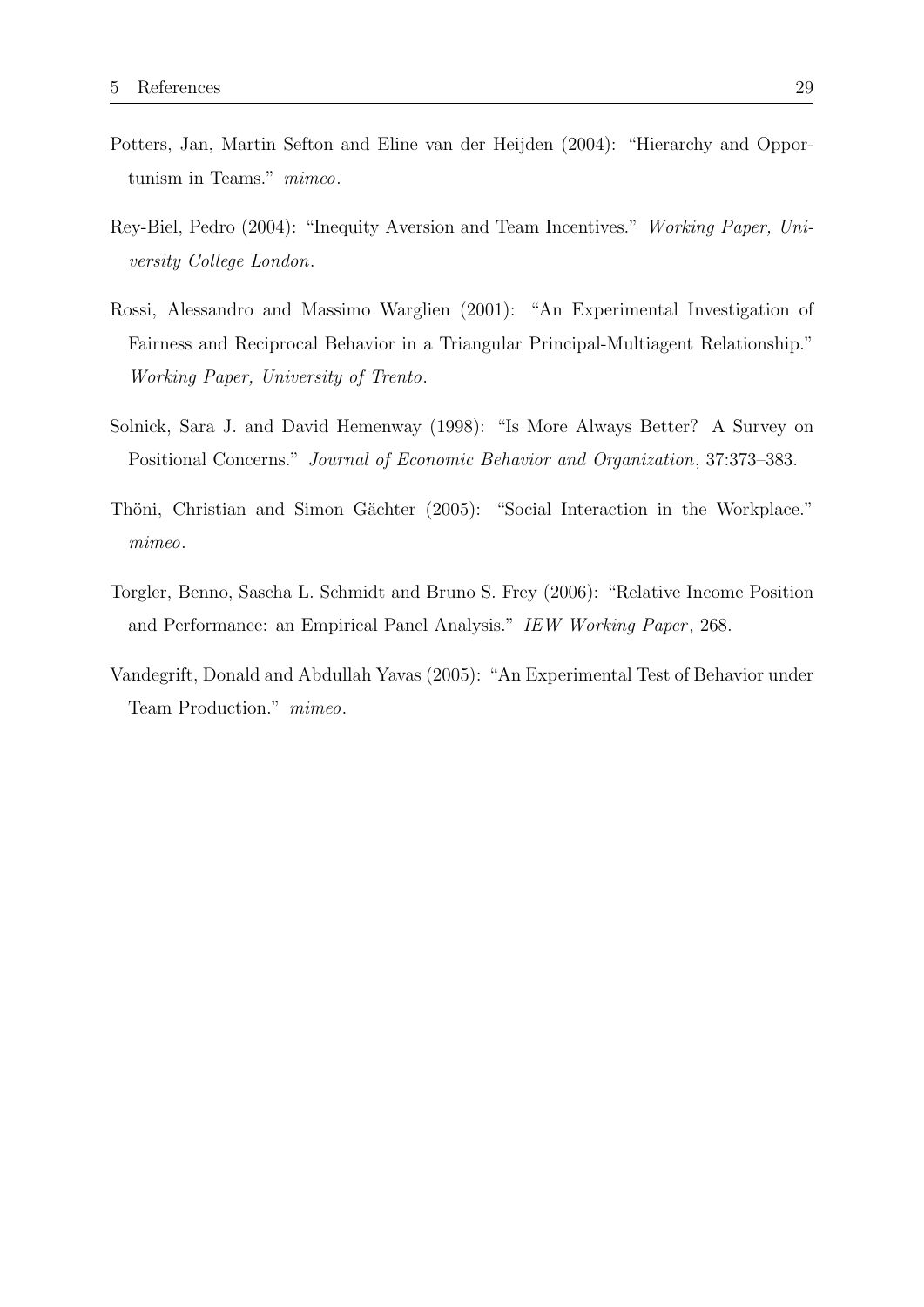Potters, Jan, Martin Sefton and Eline van der Heijden (2004): "Hierarchy and Opportunism in Teams." *mimeo*.

Rey-Biel, Pedro (2004): "Inequity Aversion and Team Incentives." *Working Paper, University College London*.

Rossi, Alessandro and Massimo Warglien (2001): "An Experimental Investigation of Fairness and Reciprocal Behavior in a Triangular Principal-Multiagent Relationship." *Working Paper, University of Trento*.

Solnick, Sara J. and David Hemenway (1998): "Is More Always Better? A Survey on Positional Concerns." *Journal of Economic Behavior and Organization*, 37:373–383.

Thöni, Christian and Simon Gächter (2005): "Social Interaction in the Workplace." *mimeo*.

Torgler, Benno, Sascha L. Schmidt and Bruno S. Frey (2006): "Relative Income Position and Performance: an Empirical Panel Analysis." *IEW Working Paper*, 268.

Vandegrift, Donald and Abdullah Yavas (2005): "An Experimental Test of Behavior under Team Production." *mimeo*.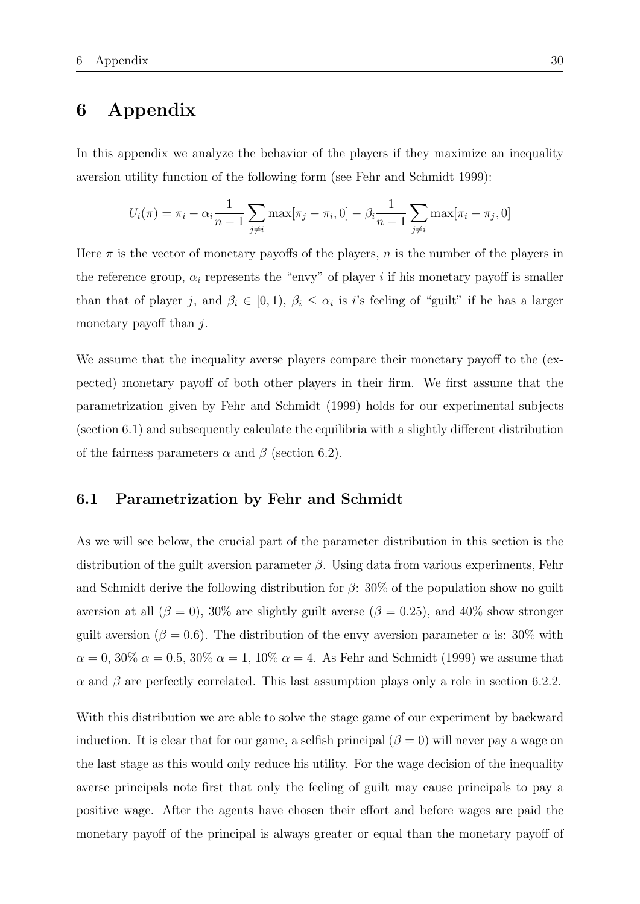# 6 Appendix

In this appendix we analyze the behavior of the players if they maximize an inequality aversion utility function of the following form (see Fehr and Schmidt 1999):

$$U_i(\pi) = \pi_i - \alpha_i \frac{1}{n-1} \sum_{j \neq i} \max[\pi_j - \pi_i, 0] - \beta_i \frac{1}{n-1} \sum_{j \neq i} \max[\pi_i - \pi_j, 0]$$

Here $\pi$ is the vector of monetary payoffs of the players, $n$ is the number of the players in the reference group, $\alpha_i$ represents the "envy" of player $i$ if his monetary payoff is smaller than that of player $j$, and $\beta_i \in [0, 1)$, $\beta_i \leq \alpha_i$ is $i$'s feeling of "guilt" if he has a larger monetary payoff than $j$.

We assume that the inequality averse players compare their monetary payoff to the (expected) monetary payoff of both other players in their firm. We first assume that the parametrization given by Fehr and Schmidt (1999) holds for our experimental subjects (section 6.1) and subsequently calculate the equilibria with a slightly different distribution of the fairness parameters $\alpha$ and $\beta$ (section 6.2).

## 6.1 Parametrization by Fehr and Schmidt

As we will see below, the crucial part of the parameter distribution in this section is the distribution of the guilt aversion parameter $\beta$. Using data from various experiments, Fehr and Schmidt derive the following distribution for $\beta$: 30% of the population show no guilt aversion at all ($\beta = 0$), 30% are slightly guilt averse ($\beta = 0.25$), and 40% show stronger guilt aversion ($\beta = 0.6$). The distribution of the envy aversion parameter $\alpha$ is: 30% with $\alpha = 0$, 30% $\alpha = 0.5$, 30% $\alpha = 1$, 10% $\alpha = 4$. As Fehr and Schmidt (1999) we assume that $\alpha$ and $\beta$ are perfectly correlated. This last assumption plays only a role in section 6.2.2.

With this distribution we are able to solve the stage game of our experiment by backward induction. It is clear that for our game, a selfish principal ($\beta = 0$) will never pay a wage on the last stage as this would only reduce his utility. For the wage decision of the inequality averse principals note first that only the feeling of guilt may cause principals to pay a positive wage. After the agents have chosen their effort and before wages are paid the monetary payoff of the principal is always greater or equal than the monetary payoff of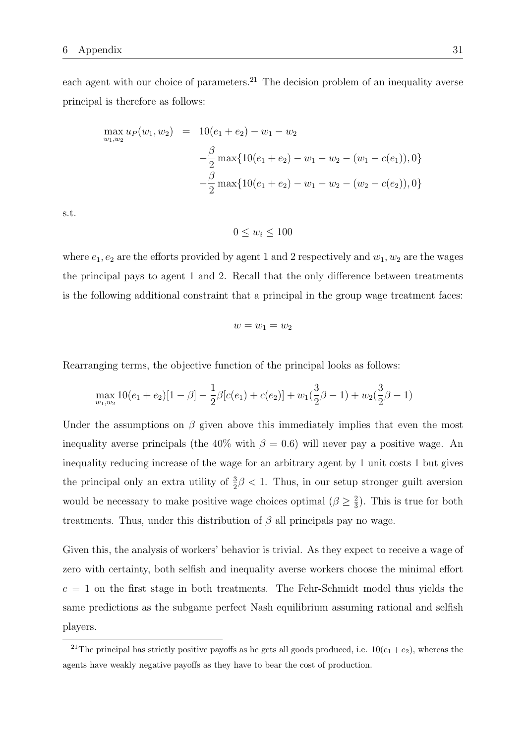each agent with our choice of parameters.[21] The decision problem of an inequality averse principal is therefore as follows:

$$
\begin{aligned}
\max_{w_1,w_2} u_P(w_1, w_2) &= 10(e_1 + e_2) - w_1 - w_2 \\
&\quad -\frac{\beta}{2} \max\{10(e_1 + e_2) - w_1 - w_2 - (w_1 - c(e_1)), 0\} \\
&\quad -\frac{\beta}{2} \max\{10(e_1 + e_2) - w_1 - w_2 - (w_2 - c(e_2)), 0\}
\end{aligned}
$$

s.t.

$$0 \leq w_i \leq 100$$

where $e_1, e_2$ are the efforts provided by agent 1 and 2 respectively and $w_1, w_2$ are the wages the principal pays to agent 1 and 2. Recall that the only difference between treatments is the following additional constraint that a principal in the group wage treatment faces:

$$w = w_1 = w_2$$

Rearranging terms, the objective function of the principal looks as follows:

$$\max_{w_1,w_2} 10(e_1 + e_2)[1 - \beta] - \frac{1}{2}\beta[c(e_1) + c(e_2)] + w_1(\frac{3}{2}\beta - 1) + w_2(\frac{3}{2}\beta - 1)$$

Under the assumptions on $\beta$ given above this immediately implies that even the most inequality averse principals (the 40% with $\beta = 0.6$) will never pay a positive wage. An inequality reducing increase of the wage for an arbitrary agent by 1 unit costs 1 but gives the principal only an extra utility of $\frac{3}{2}\beta < 1$. Thus, in our setup stronger guilt aversion would be necessary to make positive wage choices optimal ($\beta \geq \frac{2}{3}$). This is true for both treatments. Thus, under this distribution of $\beta$ all principals pay no wage.

Given this, the analysis of workers' behavior is trivial. As they expect to receive a wage of zero with certainty, both selfish and inequality averse workers choose the minimal effort $e = 1$ on the first stage in both treatments. The Fehr-Schmidt model thus yields the same predictions as the subgame perfect Nash equilibrium assuming rational and selfish players.

[21] The principal has strictly positive payoffs as he gets all goods produced, i.e. $10(e_1 + e_2)$, whereas the agents have weakly negative payoffs as they have to bear the cost of production.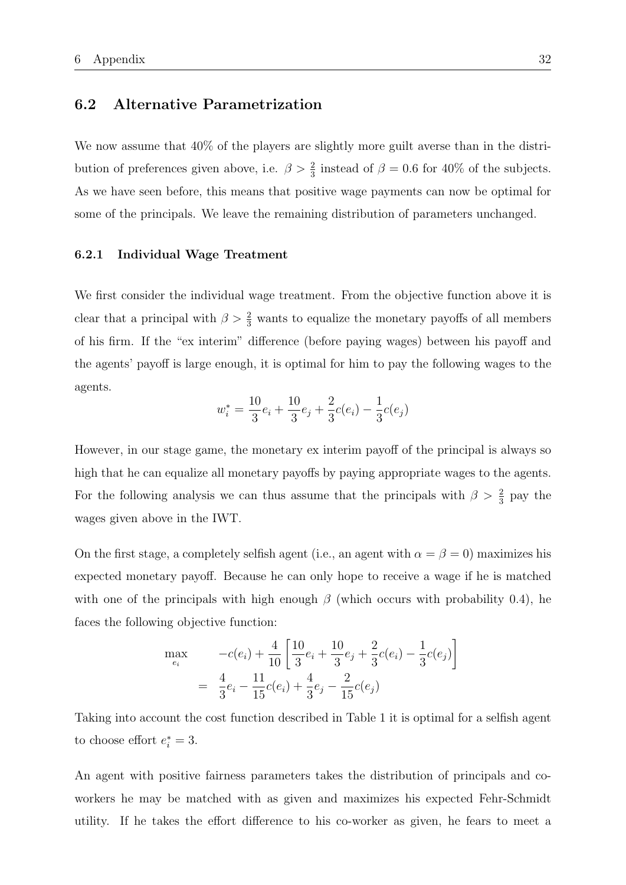## 6.2 Alternative Parametrization

We now assume that 40% of the players are slightly more guilt averse than in the distribution of preferences given above, i.e. $\beta > \frac{2}{3}$ instead of $\beta = 0.6$ for 40% of the subjects. As we have seen before, this means that positive wage payments can now be optimal for some of the principals. We leave the remaining distribution of parameters unchanged.

### 6.2.1 Individual Wage Treatment

We first consider the individual wage treatment. From the objective function above it is clear that a principal with $\beta > \frac{2}{3}$ wants to equalize the monetary payoffs of all members of his firm. If the "ex interim" difference (before paying wages) between his payoff and the agents' payoff is large enough, it is optimal for him to pay the following wages to the agents.

$$w_i^* = \frac{10}{3}e_i + \frac{10}{3}e_j + \frac{2}{3}c(e_i) - \frac{1}{3}c(e_j)$$

However, in our stage game, the monetary ex interim payoff of the principal is always so high that he can equalize all monetary payoffs by paying appropriate wages to the agents. For the following analysis we can thus assume that the principals with $\beta > \frac{2}{3}$ pay the wages given above in the IWT.

On the first stage, a completely selfish agent (i.e., an agent with $\alpha = \beta = 0$) maximizes his expected monetary payoff. Because he can only hope to receive a wage if he is matched with one of the principals with high enough $\beta$ (which occurs with probability 0.4), he faces the following objective function:

$$\begin{aligned} \max_{e_i} \quad & -c(e_i) + \frac{4}{10}\left[\frac{10}{3}e_i + \frac{10}{3}e_j + \frac{2}{3}c(e_i) - \frac{1}{3}c(e_j)\right] \\ = \quad & \frac{4}{3}e_i - \frac{11}{15}c(e_i) + \frac{4}{3}e_j - \frac{2}{15}c(e_j) \end{aligned}$$

Taking into account the cost function described in Table 1 it is optimal for a selfish agent to choose effort $e_i^* = 3$.

An agent with positive fairness parameters takes the distribution of principals and co-workers he may be matched with as given and maximizes his expected Fehr-Schmidt utility. If he takes the effort difference to his co-worker as given, he fears to meet a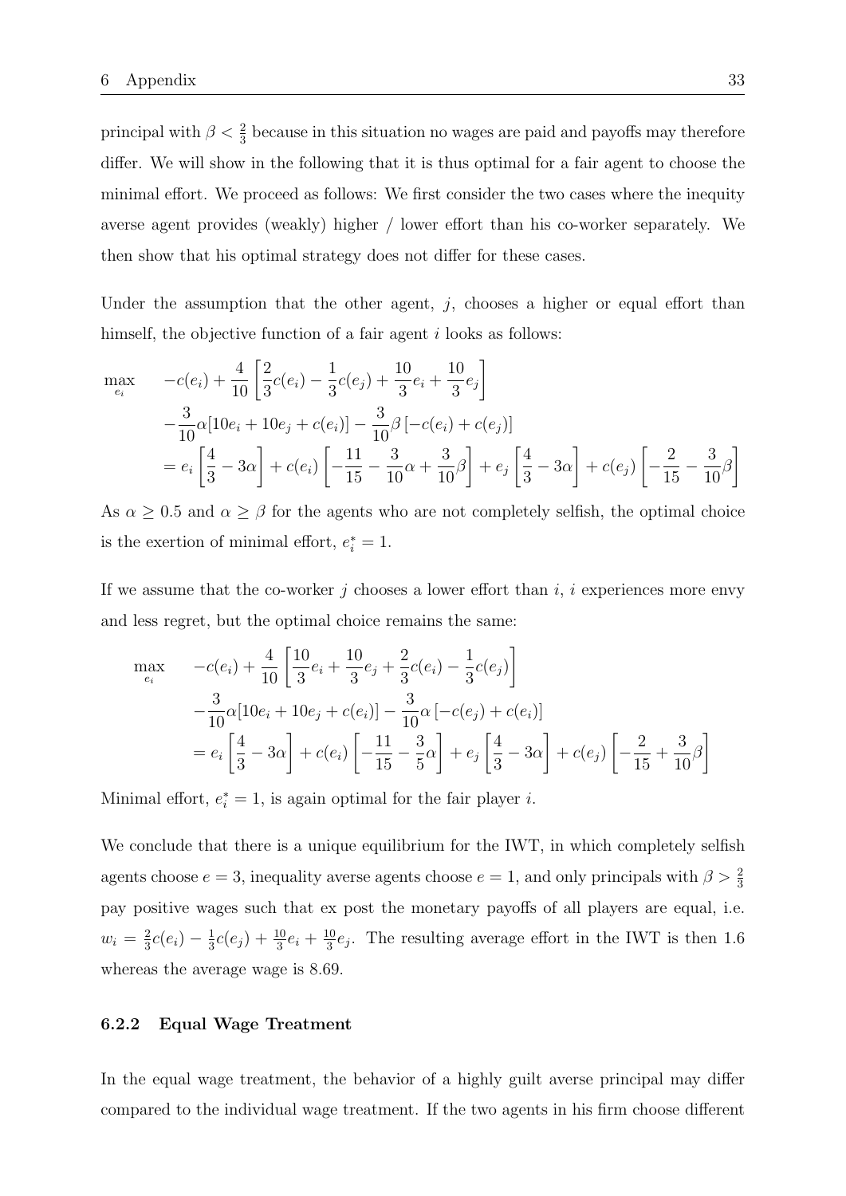principal with $\beta < \frac{2}{3}$ because in this situation no wages are paid and payoffs may therefore differ. We will show in the following that it is thus optimal for a fair agent to choose the minimal effort. We proceed as follows: We first consider the two cases where the inequity averse agent provides (weakly) higher / lower effort than his co-worker separately. We then show that his optimal strategy does not differ for these cases.

Under the assumption that the other agent, $j$, chooses a higher or equal effort than himself, the objective function of a fair agent $i$ looks as follows:

$$
\begin{aligned}
\max_{e_i} \quad & -c(e_i) + \frac{4}{10}\left[\frac{2}{3}c(e_i) - \frac{1}{3}c(e_j) + \frac{10}{3}e_i + \frac{10}{3}e_j\right] \\
& -\frac{3}{10}\alpha[10e_i + 10e_j + c(e_i)] - \frac{3}{10}\beta\left[-c(e_i) + c(e_j)\right] \\
& = e_i\left[\frac{4}{3} - 3\alpha\right] + c(e_i)\left[-\frac{11}{15} - \frac{3}{10}\alpha + \frac{3}{10}\beta\right] + e_j\left[\frac{4}{3} - 3\alpha\right] + c(e_j)\left[-\frac{2}{15} - \frac{3}{10}\beta\right]
\end{aligned}
$$

As $\alpha \geq 0.5$ and $\alpha \geq \beta$ for the agents who are not completely selfish, the optimal choice is the exertion of minimal effort, $e_i^* = 1$.

If we assume that the co-worker $j$ chooses a lower effort than $i$, $i$ experiences more envy and less regret, but the optimal choice remains the same:

$$
\begin{aligned}
\max_{e_i} \quad & -c(e_i) + \frac{4}{10}\left[\frac{10}{3}e_i + \frac{10}{3}e_j + \frac{2}{3}c(e_i) - \frac{1}{3}c(e_j)\right] \\
& -\frac{3}{10}\alpha[10e_i + 10e_j + c(e_i)] - \frac{3}{10}\alpha\left[-c(e_j) + c(e_i)\right] \\
& = e_i\left[\frac{4}{3} - 3\alpha\right] + c(e_i)\left[-\frac{11}{15} - \frac{3}{5}\alpha\right] + e_j\left[\frac{4}{3} - 3\alpha\right] + c(e_j)\left[-\frac{2}{15} + \frac{3}{10}\beta\right]
\end{aligned}
$$

Minimal effort, $e_i^* = 1$, is again optimal for the fair player $i$.

We conclude that there is a unique equilibrium for the IWT, in which completely selfish agents choose $e = 3$, inequality averse agents choose $e = 1$, and only principals with $\beta > \frac{2}{3}$ pay positive wages such that ex post the monetary payoffs of all players are equal, i.e. $w_i = \frac{2}{3}c(e_i) - \frac{1}{3}c(e_j) + \frac{10}{3}e_i + \frac{10}{3}e_j$. The resulting average effort in the IWT is then 1.6 whereas the average wage is 8.69.

### 6.2.2 Equal Wage Treatment

In the equal wage treatment, the behavior of a highly guilt averse principal may differ compared to the individual wage treatment. If the two agents in his firm choose different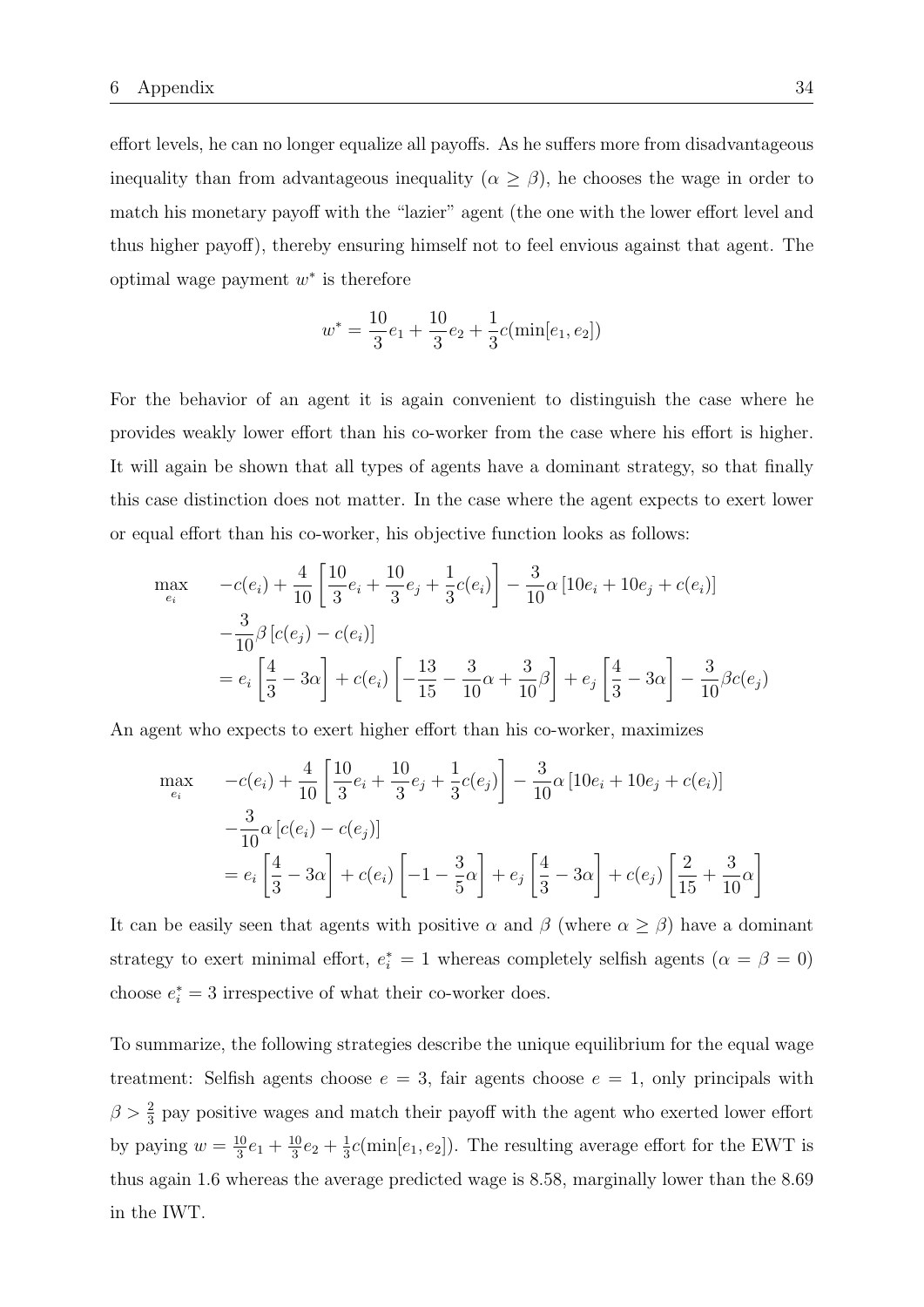effort levels, he can no longer equalize all payoffs. As he suffers more from disadvantageous inequality than from advantageous inequality ($\alpha \geq \beta$), he chooses the wage in order to match his monetary payoff with the "lazier" agent (the one with the lower effort level and thus higher payoff), thereby ensuring himself not to feel envious against that agent. The optimal wage payment $w^*$ is therefore

$$w^* = \frac{10}{3}e_1 + \frac{10}{3}e_2 + \frac{1}{3}c(\min[e_1, e_2])$$

For the behavior of an agent it is again convenient to distinguish the case where he provides weakly lower effort than his co-worker from the case where his effort is higher. It will again be shown that all types of agents have a dominant strategy, so that finally this case distinction does not matter. In the case where the agent expects to exert lower or equal effort than his co-worker, his objective function looks as follows:

$$\begin{aligned}
\max_{e_i} \quad & -c(e_i) + \frac{4}{10}\left[\frac{10}{3}e_i + \frac{10}{3}e_j + \frac{1}{3}c(e_i)\right] - \frac{3}{10}\alpha\left[10e_i + 10e_j + c(e_i)\right] \\
& -\frac{3}{10}\beta\left[c(e_j) - c(e_i)\right] \\
& = e_i\left[\frac{4}{3} - 3\alpha\right] + c(e_i)\left[-\frac{13}{15} - \frac{3}{10}\alpha + \frac{3}{10}\beta\right] + e_j\left[\frac{4}{3} - 3\alpha\right] - \frac{3}{10}\beta c(e_j)
\end{aligned}$$

An agent who expects to exert higher effort than his co-worker, maximizes

$$\begin{aligned}
\max_{e_i} \quad & -c(e_i) + \frac{4}{10}\left[\frac{10}{3}e_i + \frac{10}{3}e_j + \frac{1}{3}c(e_j)\right] - \frac{3}{10}\alpha\left[10e_i + 10e_j + c(e_i)\right] \\
& -\frac{3}{10}\alpha\left[c(e_i) - c(e_j)\right] \\
& = e_i\left[\frac{4}{3} - 3\alpha\right] + c(e_i)\left[-1 - \frac{3}{5}\alpha\right] + e_j\left[\frac{4}{3} - 3\alpha\right] + c(e_j)\left[\frac{2}{15} + \frac{3}{10}\alpha\right]
\end{aligned}$$

It can be easily seen that agents with positive $\alpha$ and $\beta$ (where $\alpha \geq \beta$) have a dominant strategy to exert minimal effort, $e_i^* = 1$ whereas completely selfish agents ($\alpha = \beta = 0$) choose $e_i^* = 3$ irrespective of what their co-worker does.

To summarize, the following strategies describe the unique equilibrium for the equal wage treatment: Selfish agents choose $e = 3$, fair agents choose $e = 1$, only principals with $\beta > \frac{2}{3}$ pay positive wages and match their payoff with the agent who exerted lower effort by paying $w = \frac{10}{3}e_1 + \frac{10}{3}e_2 + \frac{1}{3}c(\min[e_1, e_2])$. The resulting average effort for the EWT is thus again 1.6 whereas the average predicted wage is 8.58, marginally lower than the 8.69 in the IWT.